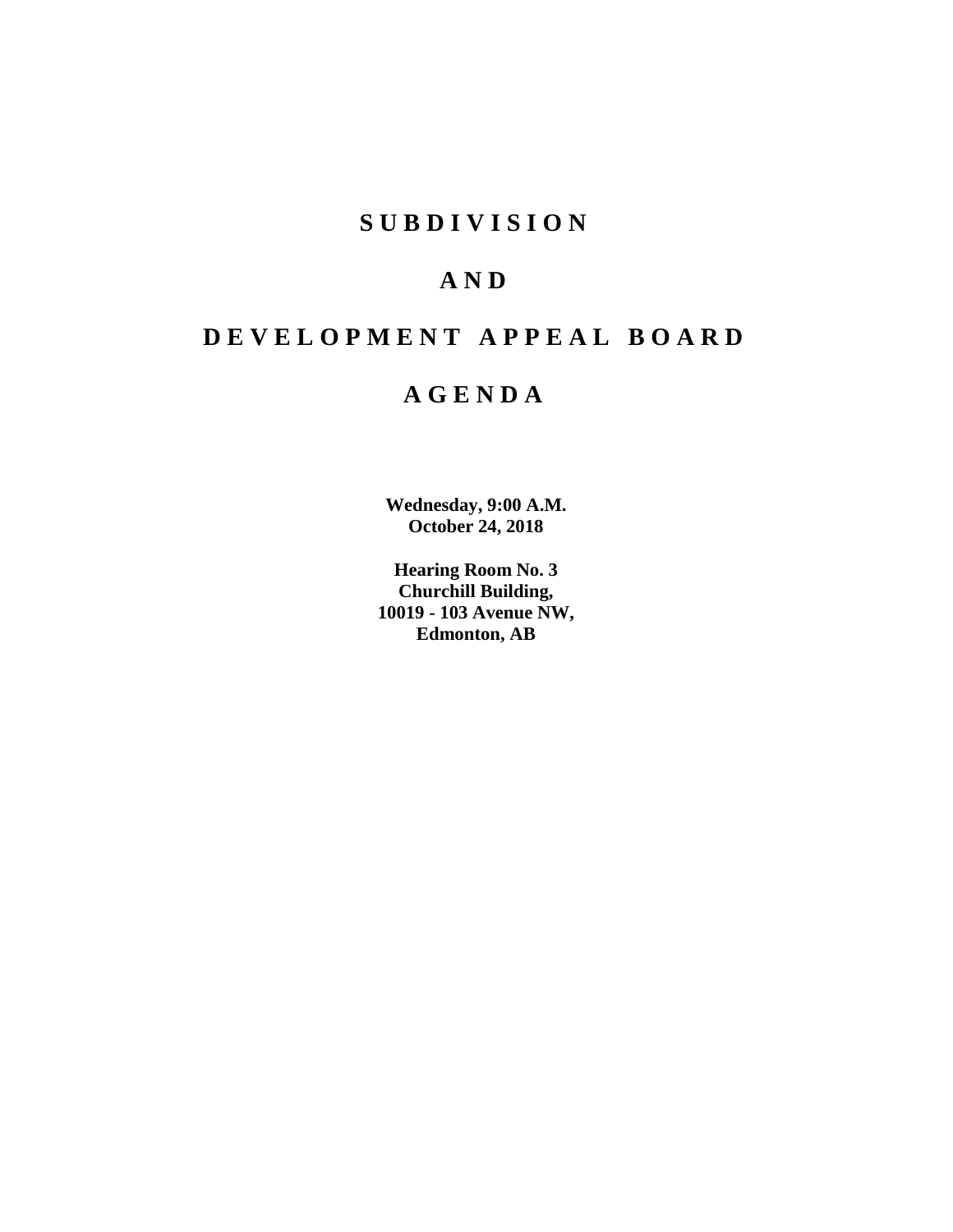# S U B D I V I S I O N

# A N D

# D E V E L O P M E N T A P P E A L B O A R D

# A G E N D A

**Wednesday, 9:00 A.M.**
**October 24, 2018**

**Hearing Room No. 3**
**Churchill Building,**
**10019 - 103 Avenue NW,**
**Edmonton, AB**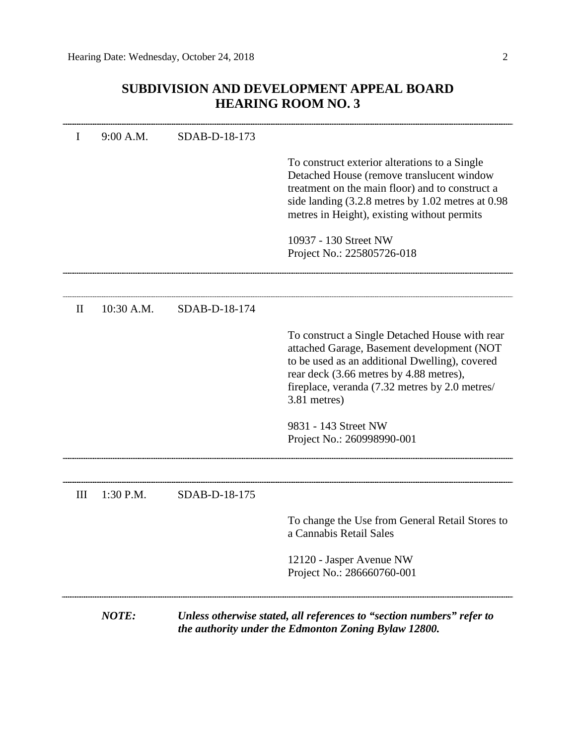## SUBDIVISION AND DEVELOPMENT APPEAL BOARD
## HEARING ROOM NO. 3

---

I 9:00 A.M. SDAB-D-18-173

To construct exterior alterations to a Single Detached House (remove translucent window treatment on the main floor) and to construct a side landing (3.2.8 metres by 1.02 metres at 0.98 metres in Height), existing without permits

10937 - 130 Street NW
Project No.: 225805726-018

---

II 10:30 A.M. SDAB-D-18-174

To construct a Single Detached House with rear attached Garage, Basement development (NOT to be used as an additional Dwelling), covered rear deck (3.66 metres by 4.88 metres), fireplace, veranda (7.32 metres by 2.0 metres/ 3.81 metres)

9831 - 143 Street NW
Project No.: 260998990-001

---

III 1:30 P.M. SDAB-D-18-175

To change the Use from General Retail Stores to a Cannabis Retail Sales

12120 - Jasper Avenue NW
Project No.: 286660760-001

---

***NOTE:*** ***Unless otherwise stated, all references to "section numbers" refer to the authority under the Edmonton Zoning Bylaw 12800.***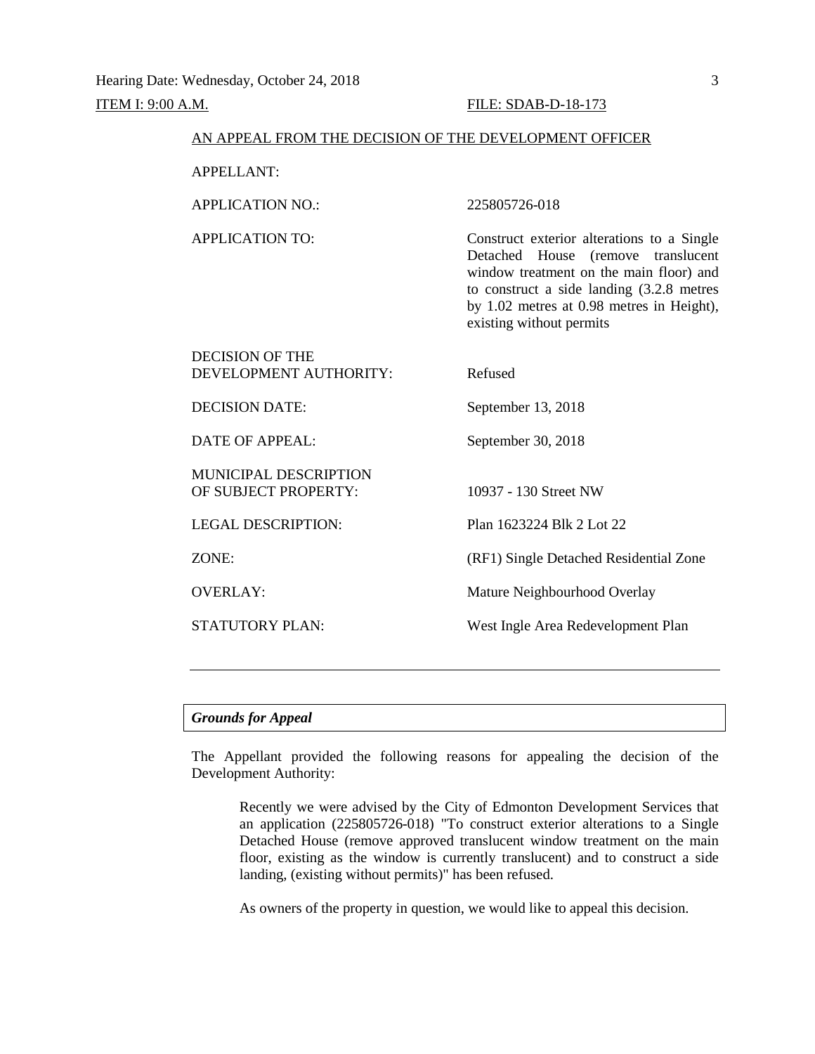Hearing Date: Wednesday, October 24, 2018

ITEM I: 9:00 A.M. FILE: SDAB-D-18-173

AN APPEAL FROM THE DECISION OF THE DEVELOPMENT OFFICER

| | |
|---|---|
| APPELLANT: | |
| APPLICATION NO.: | 225805726-018 |
| APPLICATION TO: | Construct exterior alterations to a Single Detached House (remove translucent window treatment on the main floor) and to construct a side landing (3.2.8 metres by 1.02 metres at 0.98 metres in Height), existing without permits |
| DECISION OF THE DEVELOPMENT AUTHORITY: | Refused |
| DECISION DATE: | September 13, 2018 |
| DATE OF APPEAL: | September 30, 2018 |
| MUNICIPAL DESCRIPTION OF SUBJECT PROPERTY: | 10937 - 130 Street NW |
| LEGAL DESCRIPTION: | Plan 1623224 Blk 2 Lot 22 |
| ZONE: | (RF1) Single Detached Residential Zone |
| OVERLAY: | Mature Neighbourhood Overlay |
| STATUTORY PLAN: | West Ingle Area Redevelopment Plan |

---

***Grounds for Appeal***

The Appellant provided the following reasons for appealing the decision of the Development Authority:

> Recently we were advised by the City of Edmonton Development Services that an application (225805726-018) "To construct exterior alterations to a Single Detached House (remove approved translucent window treatment on the main floor, existing as the window is currently translucent) and to construct a side landing, (existing without permits)" has been refused.
>
> As owners of the property in question, we would like to appeal this decision.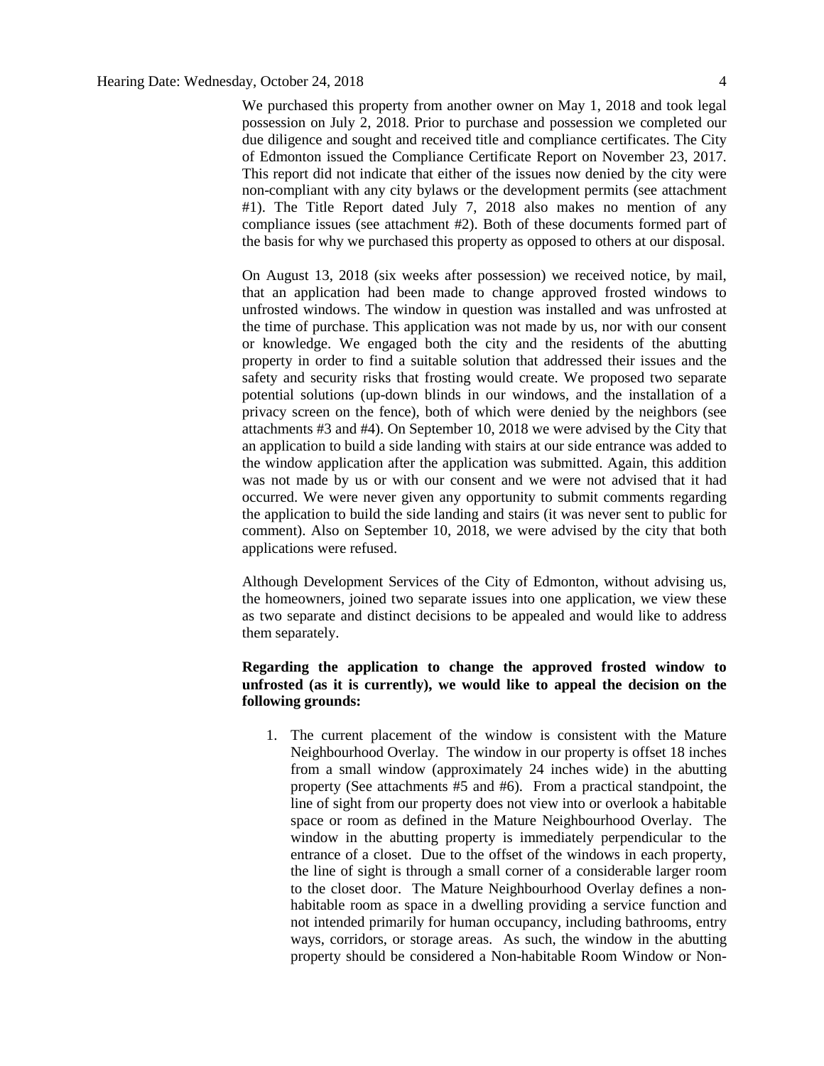We purchased this property from another owner on May 1, 2018 and took legal possession on July 2, 2018. Prior to purchase and possession we completed our due diligence and sought and received title and compliance certificates. The City of Edmonton issued the Compliance Certificate Report on November 23, 2017. This report did not indicate that either of the issues now denied by the city were non-compliant with any city bylaws or the development permits (see attachment #1). The Title Report dated July 7, 2018 also makes no mention of any compliance issues (see attachment #2). Both of these documents formed part of the basis for why we purchased this property as opposed to others at our disposal.

On August 13, 2018 (six weeks after possession) we received notice, by mail, that an application had been made to change approved frosted windows to unfrosted windows. The window in question was installed and was unfrosted at the time of purchase. This application was not made by us, nor with our consent or knowledge. We engaged both the city and the residents of the abutting property in order to find a suitable solution that addressed their issues and the safety and security risks that frosting would create. We proposed two separate potential solutions (up-down blinds in our windows, and the installation of a privacy screen on the fence), both of which were denied by the neighbors (see attachments #3 and #4). On September 10, 2018 we were advised by the City that an application to build a side landing with stairs at our side entrance was added to the window application after the application was submitted. Again, this addition was not made by us or with our consent and we were not advised that it had occurred. We were never given any opportunity to submit comments regarding the application to build the side landing and stairs (it was never sent to public for comment). Also on September 10, 2018, we were advised by the city that both applications were refused.

Although Development Services of the City of Edmonton, without advising us, the homeowners, joined two separate issues into one application, we view these as two separate and distinct decisions to be appealed and would like to address them separately.

**Regarding the application to change the approved frosted window to unfrosted (as it is currently), we would like to appeal the decision on the following grounds:**

1. The current placement of the window is consistent with the Mature Neighbourhood Overlay. The window in our property is offset 18 inches from a small window (approximately 24 inches wide) in the abutting property (See attachments #5 and #6). From a practical standpoint, the line of sight from our property does not view into or overlook a habitable space or room as defined in the Mature Neighbourhood Overlay. The window in the abutting property is immediately perpendicular to the entrance of a closet. Due to the offset of the windows in each property, the line of sight is through a small corner of a considerable larger room to the closet door. The Mature Neighbourhood Overlay defines a non-habitable room as space in a dwelling providing a service function and not intended primarily for human occupancy, including bathrooms, entry ways, corridors, or storage areas. As such, the window in the abutting property should be considered a Non-habitable Room Window or Non-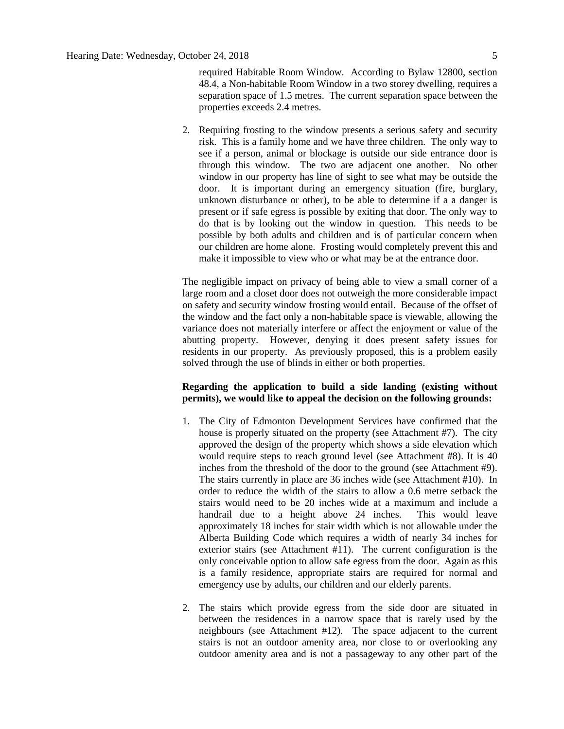required Habitable Room Window. According to Bylaw 12800, section 48.4, a Non-habitable Room Window in a two storey dwelling, requires a separation space of 1.5 metres. The current separation space between the properties exceeds 2.4 metres.

2. Requiring frosting to the window presents a serious safety and security risk. This is a family home and we have three children. The only way to see if a person, animal or blockage is outside our side entrance door is through this window. The two are adjacent one another. No other window in our property has line of sight to see what may be outside the door. It is important during an emergency situation (fire, burglary, unknown disturbance or other), to be able to determine if a a danger is present or if safe egress is possible by exiting that door. The only way to do that is by looking out the window in question. This needs to be possible by both adults and children and is of particular concern when our children are home alone. Frosting would completely prevent this and make it impossible to view who or what may be at the entrance door.

The negligible impact on privacy of being able to view a small corner of a large room and a closet door does not outweigh the more considerable impact on safety and security window frosting would entail. Because of the offset of the window and the fact only a non-habitable space is viewable, allowing the variance does not materially interfere or affect the enjoyment or value of the abutting property. However, denying it does present safety issues for residents in our property. As previously proposed, this is a problem easily solved through the use of blinds in either or both properties.

**Regarding the application to build a side landing (existing without permits), we would like to appeal the decision on the following grounds:**

1. The City of Edmonton Development Services have confirmed that the house is properly situated on the property (see Attachment #7). The city approved the design of the property which shows a side elevation which would require steps to reach ground level (see Attachment #8). It is 40 inches from the threshold of the door to the ground (see Attachment #9). The stairs currently in place are 36 inches wide (see Attachment #10). In order to reduce the width of the stairs to allow a 0.6 metre setback the stairs would need to be 20 inches wide at a maximum and include a handrail due to a height above 24 inches. This would leave approximately 18 inches for stair width which is not allowable under the Alberta Building Code which requires a width of nearly 34 inches for exterior stairs (see Attachment #11). The current configuration is the only conceivable option to allow safe egress from the door. Again as this is a family residence, appropriate stairs are required for normal and emergency use by adults, our children and our elderly parents.

2. The stairs which provide egress from the side door are situated in between the residences in a narrow space that is rarely used by the neighbours (see Attachment #12). The space adjacent to the current stairs is not an outdoor amenity area, nor close to or overlooking any outdoor amenity area and is not a passageway to any other part of the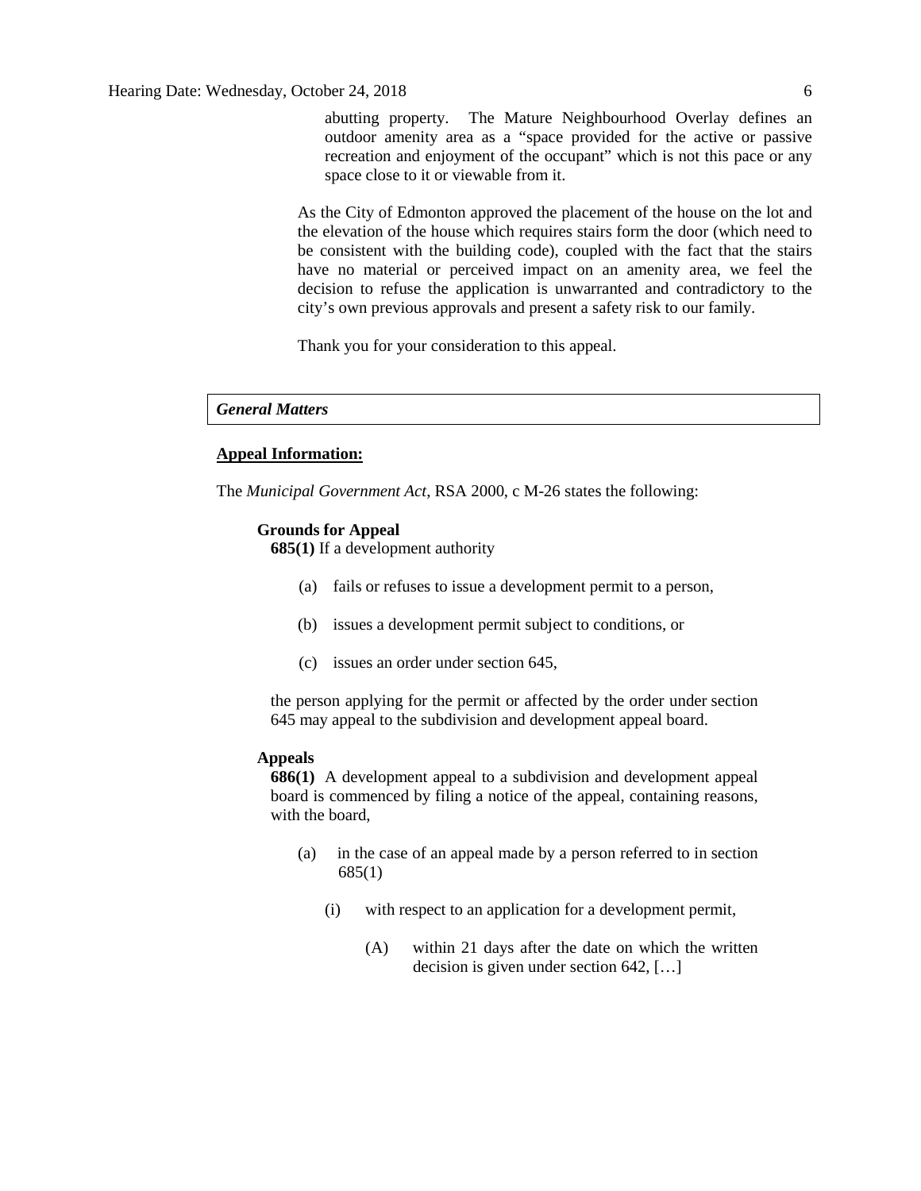abutting property. The Mature Neighbourhood Overlay defines an outdoor amenity area as a "space provided for the active or passive recreation and enjoyment of the occupant" which is not this pace or any space close to it or viewable from it.

As the City of Edmonton approved the placement of the house on the lot and the elevation of the house which requires stairs form the door (which need to be consistent with the building code), coupled with the fact that the stairs have no material or perceived impact on an amenity area, we feel the decision to refuse the application is unwarranted and contradictory to the city's own previous approvals and present a safety risk to our family.

Thank you for your consideration to this appeal.

***General Matters***

**Appeal Information:**

The *Municipal Government Act*, RSA 2000, c M-26 states the following:

**Grounds for Appeal**

**685(1)** If a development authority

(a) fails or refuses to issue a development permit to a person,

(b) issues a development permit subject to conditions, or

(c) issues an order under section 645,

the person applying for the permit or affected by the order under section 645 may appeal to the subdivision and development appeal board.

**Appeals**

**686(1)** A development appeal to a subdivision and development appeal board is commenced by filing a notice of the appeal, containing reasons, with the board,

(a) in the case of an appeal made by a person referred to in section 685(1)

(i) with respect to an application for a development permit,

(A) within 21 days after the date on which the written decision is given under section 642, […]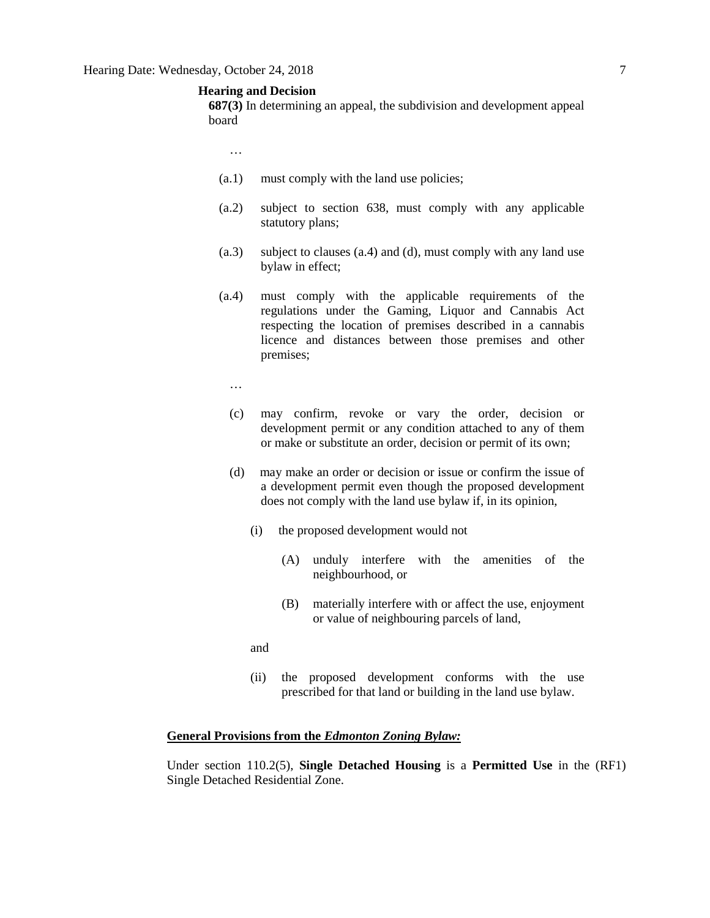**Hearing and Decision**

**687(3)** In determining an appeal, the subdivision and development appeal board

…

(a.1) must comply with the land use policies;

(a.2) subject to section 638, must comply with any applicable statutory plans;

(a.3) subject to clauses (a.4) and (d), must comply with any land use bylaw in effect;

(a.4) must comply with the applicable requirements of the regulations under the Gaming, Liquor and Cannabis Act respecting the location of premises described in a cannabis licence and distances between those premises and other premises;

…

(c) may confirm, revoke or vary the order, decision or development permit or any condition attached to any of them or make or substitute an order, decision or permit of its own;

(d) may make an order or decision or issue or confirm the issue of a development permit even though the proposed development does not comply with the land use bylaw if, in its opinion,

(i) the proposed development would not

(A) unduly interfere with the amenities of the neighbourhood, or

(B) materially interfere with or affect the use, enjoyment or value of neighbouring parcels of land,

and

(ii) the proposed development conforms with the use prescribed for that land or building in the land use bylaw.

**General Provisions from the *Edmonton Zoning Bylaw:***

Under section 110.2(5), **Single Detached Housing** is a **Permitted Use** in the (RF1) Single Detached Residential Zone.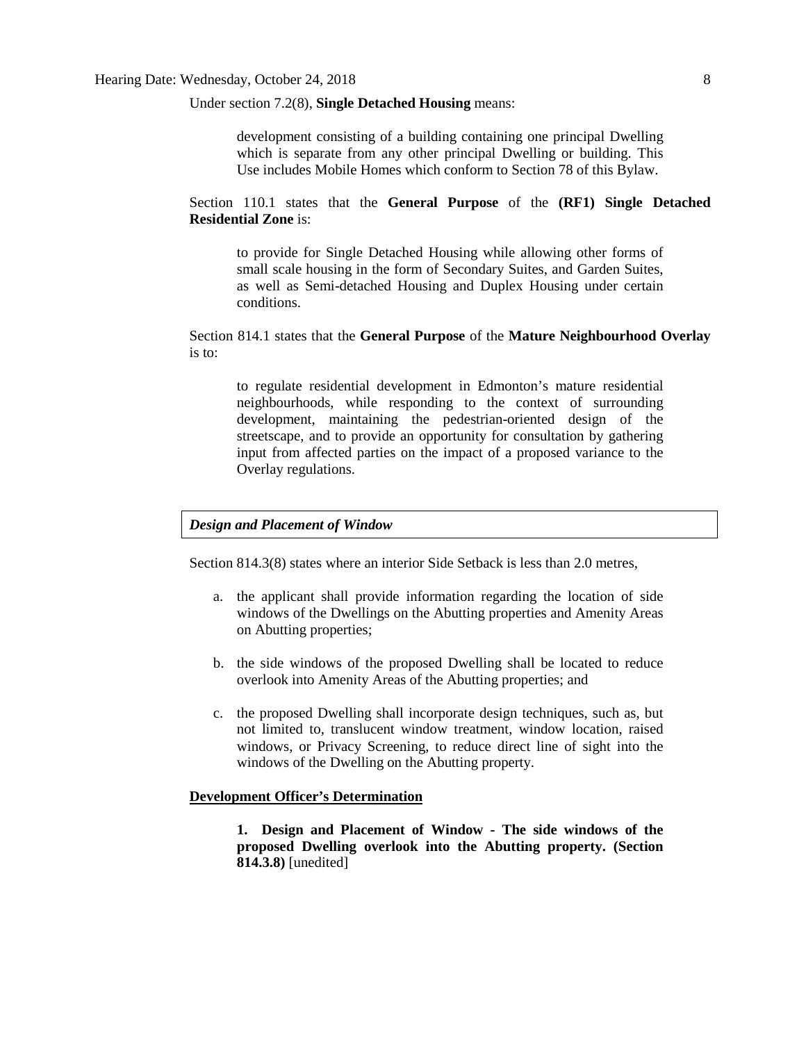Under section 7.2(8), **Single Detached Housing** means:

> development consisting of a building containing one principal Dwelling which is separate from any other principal Dwelling or building. This Use includes Mobile Homes which conform to Section 78 of this Bylaw.

Section 110.1 states that the **General Purpose** of the **(RF1) Single Detached Residential Zone** is:

> to provide for Single Detached Housing while allowing other forms of small scale housing in the form of Secondary Suites, and Garden Suites, as well as Semi-detached Housing and Duplex Housing under certain conditions.

Section 814.1 states that the **General Purpose** of the **Mature Neighbourhood Overlay** is to:

> to regulate residential development in Edmonton's mature residential neighbourhoods, while responding to the context of surrounding development, maintaining the pedestrian-oriented design of the streetscape, and to provide an opportunity for consultation by gathering input from affected parties on the impact of a proposed variance to the Overlay regulations.

***Design and Placement of Window***

Section 814.3(8) states where an interior Side Setback is less than 2.0 metres,

a. the applicant shall provide information regarding the location of side windows of the Dwellings on the Abutting properties and Amenity Areas on Abutting properties;

b. the side windows of the proposed Dwelling shall be located to reduce overlook into Amenity Areas of the Abutting properties; and

c. the proposed Dwelling shall incorporate design techniques, such as, but not limited to, translucent window treatment, window location, raised windows, or Privacy Screening, to reduce direct line of sight into the windows of the Dwelling on the Abutting property.

**Development Officer's Determination**

> **1. Design and Placement of Window - The side windows of the proposed Dwelling overlook into the Abutting property. (Section 814.3.8)** [unedited]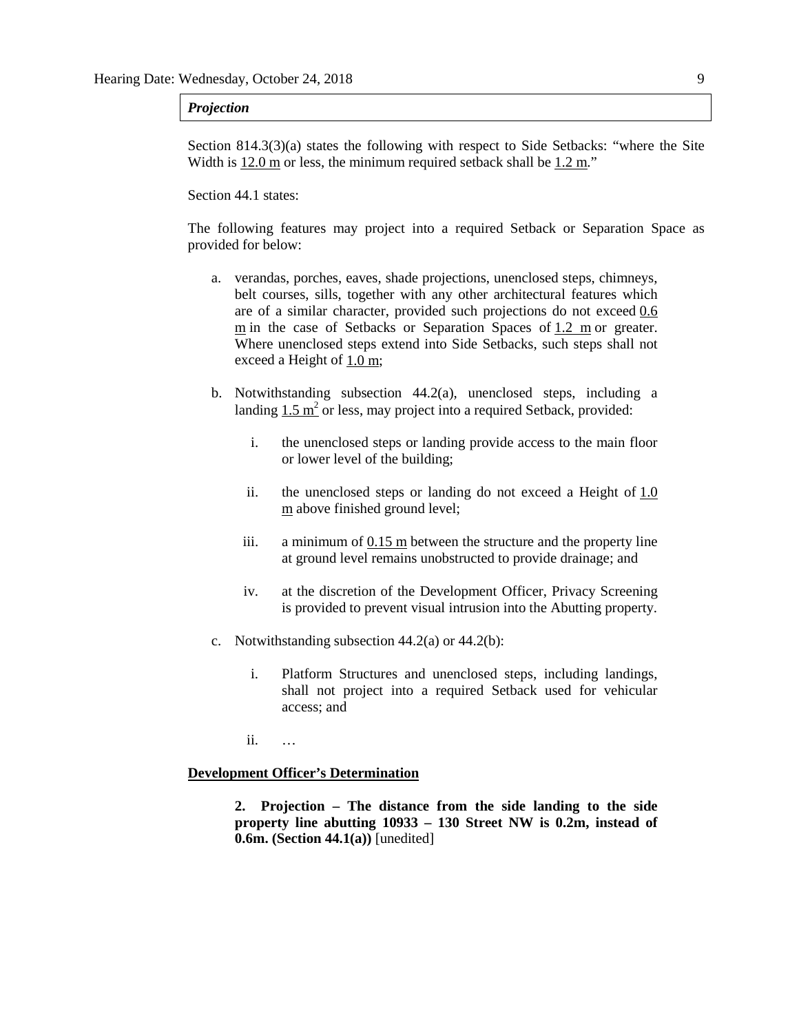***Projection***

Section 814.3(3)(a) states the following with respect to Side Setbacks: "where the Site Width is 12.0 m or less, the minimum required setback shall be 1.2 m."

Section 44.1 states:

The following features may project into a required Setback or Separation Space as provided for below:

a. verandas, porches, eaves, shade projections, unenclosed steps, chimneys, belt courses, sills, together with any other architectural features which are of a similar character, provided such projections do not exceed 0.6 m in the case of Setbacks or Separation Spaces of 1.2 m or greater. Where unenclosed steps extend into Side Setbacks, such steps shall not exceed a Height of 1.0 m;

b. Notwithstanding subsection 44.2(a), unenclosed steps, including a landing $1.5\ m^2$ or less, may project into a required Setback, provided:

   i. the unenclosed steps or landing provide access to the main floor or lower level of the building;

   ii. the unenclosed steps or landing do not exceed a Height of 1.0 m above finished ground level;

   iii. a minimum of 0.15 m between the structure and the property line at ground level remains unobstructed to provide drainage; and

   iv. at the discretion of the Development Officer, Privacy Screening is provided to prevent visual intrusion into the Abutting property.

c. Notwithstanding subsection 44.2(a) or 44.2(b):

   i. Platform Structures and unenclosed steps, including landings, shall not project into a required Setback used for vehicular access; and

   ii. …

**Development Officer's Determination**

> **2. Projection – The distance from the side landing to the side property line abutting 10933 – 130 Street NW is 0.2m, instead of 0.6m. (Section 44.1(a))** [unedited]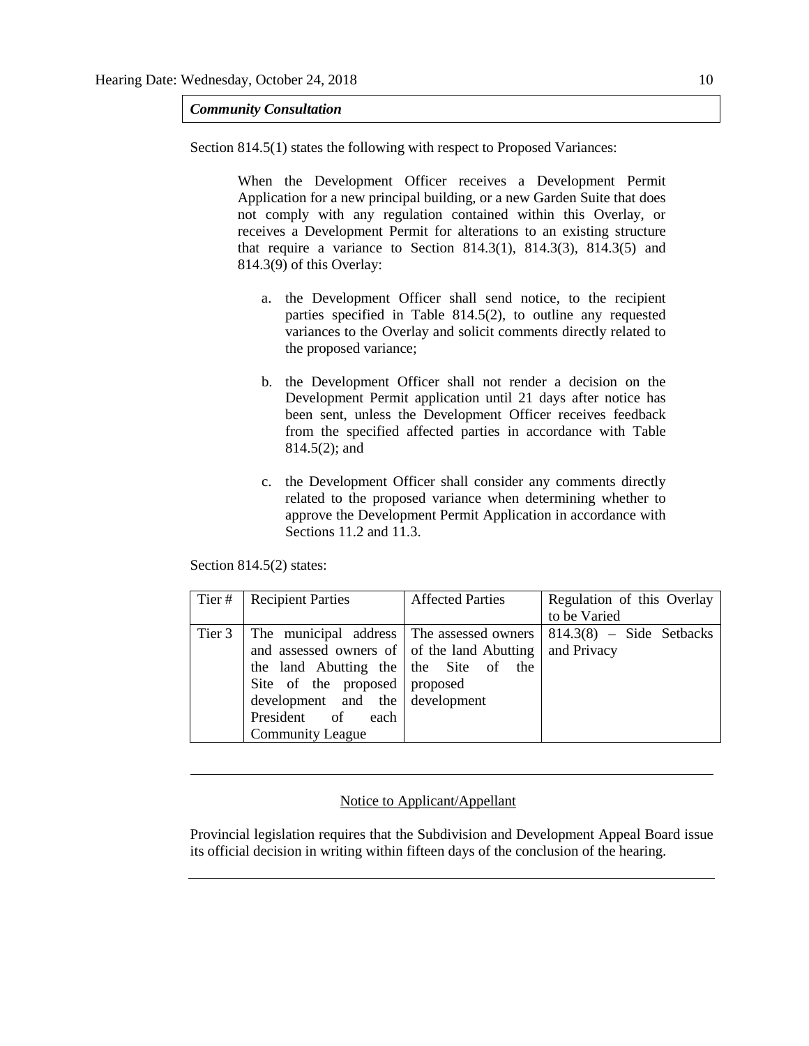***Community Consultation***

Section 814.5(1) states the following with respect to Proposed Variances:

> When the Development Officer receives a Development Permit Application for a new principal building, or a new Garden Suite that does not comply with any regulation contained within this Overlay, or receives a Development Permit for alterations to an existing structure that require a variance to Section 814.3(1), 814.3(3), 814.3(5) and 814.3(9) of this Overlay:
>
> a. the Development Officer shall send notice, to the recipient parties specified in Table 814.5(2), to outline any requested variances to the Overlay and solicit comments directly related to the proposed variance;
>
> b. the Development Officer shall not render a decision on the Development Permit application until 21 days after notice has been sent, unless the Development Officer receives feedback from the specified affected parties in accordance with Table 814.5(2); and
>
> c. the Development Officer shall consider any comments directly related to the proposed variance when determining whether to approve the Development Permit Application in accordance with Sections 11.2 and 11.3.

Section 814.5(2) states:

| Tier # | Recipient Parties | Affected Parties | Regulation of this Overlay to be Varied |
|---|---|---|---|
| Tier 3 | The municipal address and assessed owners of the land Abutting the Site of the proposed development and the President of each Community League | The assessed owners of the land Abutting the Site of the proposed development | 814.3(8) – Side Setbacks and Privacy |

---

Notice to Applicant/Appellant

Provincial legislation requires that the Subdivision and Development Appeal Board issue its official decision in writing within fifteen days of the conclusion of the hearing.

---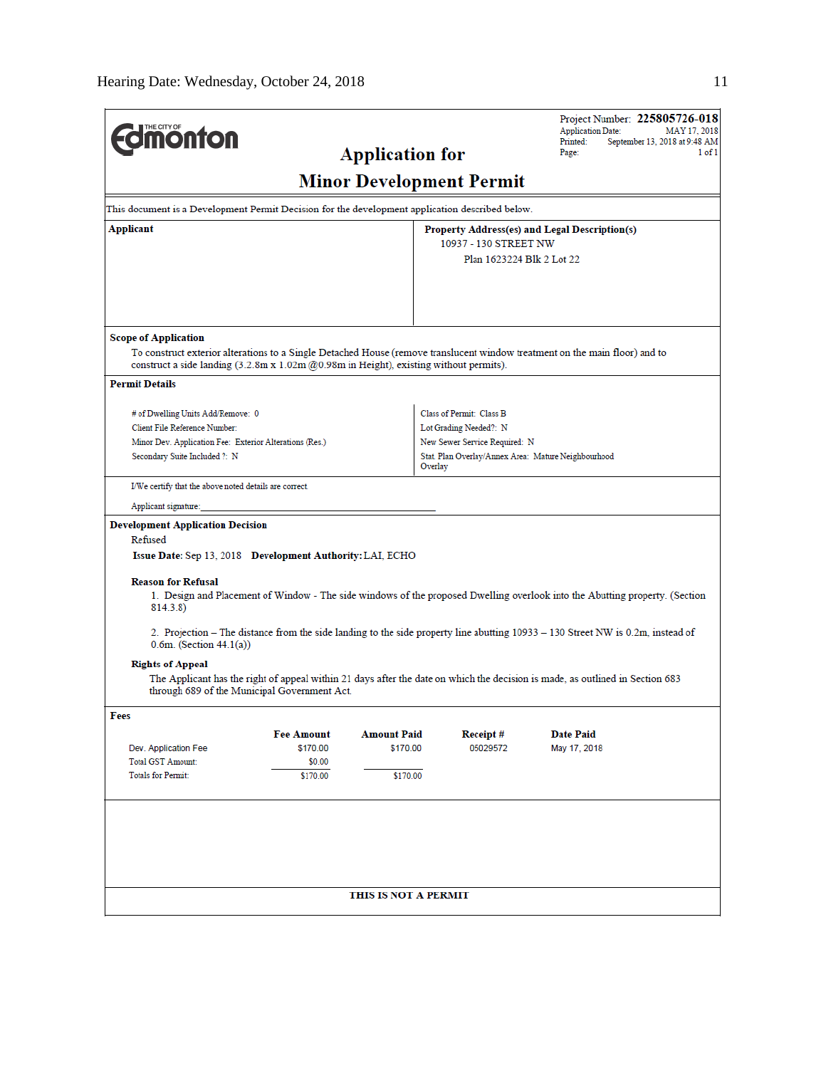**THE CITY OF Edmonton**

# Application for Minor Development Permit

Project Number: **225805726-018**
Application Date: MAY 17, 2018
Printed: September 13, 2018 at 9:48 AM
Page: 1 of 1

This document is a Development Permit Decision for the development application described below.

| **Applicant** | **Property Address(es) and Legal Description(s)** |
|---|---|
| | 10937 - 130 STREET NW<br>Plan 1623224 Blk 2 Lot 22 |

**Scope of Application**

To construct exterior alterations to a Single Detached House (remove translucent window treatment on the main floor) and to construct a side landing (3.2.8m x 1.02m @0.98m in Height), existing without permits).

**Permit Details**

| | |
|---|---|
| # of Dwelling Units Add/Remove: 0 | Class of Permit: Class B |
| Client File Reference Number: | Lot Grading Needed?: N |
| Minor Dev. Application Fee: Exterior Alterations (Res.) | New Sewer Service Required: N |
| Secondary Suite Included ?: N | Stat. Plan Overlay/Annex Area: Mature Neighbourhood Overlay |

I/We certify that the above noted details are correct.

Applicant signature: ____________________

**Development Application Decision**

Refused

**Issue Date:** Sep 13, 2018 **Development Authority:** LAI, ECHO

**Reason for Refusal**

1. Design and Placement of Window - The side windows of the proposed Dwelling overlook into the Abutting property. (Section 814.3.8)

2. Projection – The distance from the side landing to the side property line abutting 10933 – 130 Street NW is 0.2m, instead of 0.6m. (Section 44.1(a))

**Rights of Appeal**

The Applicant has the right of appeal within 21 days after the date on which the decision is made, as outlined in Section 683 through 689 of the Municipal Government Act.

**Fees**

| | Fee Amount | Amount Paid | Receipt # | Date Paid |
|---|---|---|---|---|
| Dev. Application Fee | $170.00 | $170.00 | 05029572 | May 17, 2018 |
| Total GST Amount: | $0.00 | | | |
| Totals for Permit: | $170.00 | $170.00 | | |

**THIS IS NOT A PERMIT**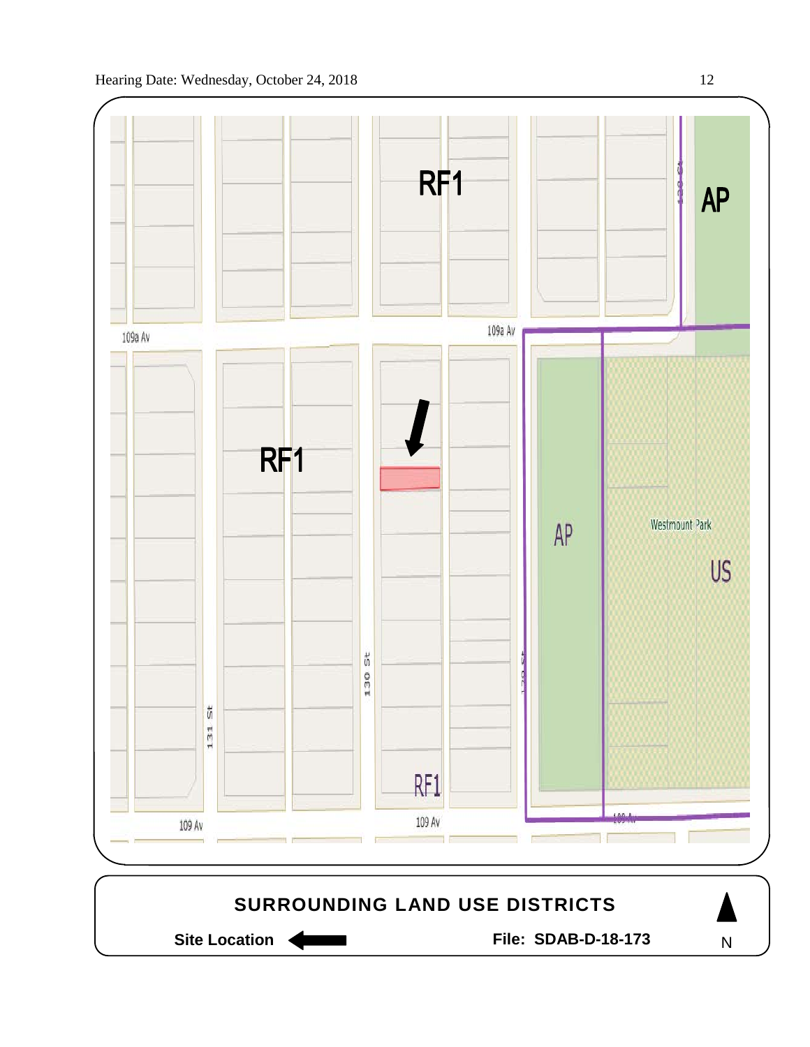RF1

AP

109a Av

109a Av

RF1

AP

Westmount Park

US

130 St

131 St

RF1

109 Av

109 Av

**SURROUNDING LAND USE DISTRICTS**

**Site Location** ⬅

**File: SDAB-D-18-173**

N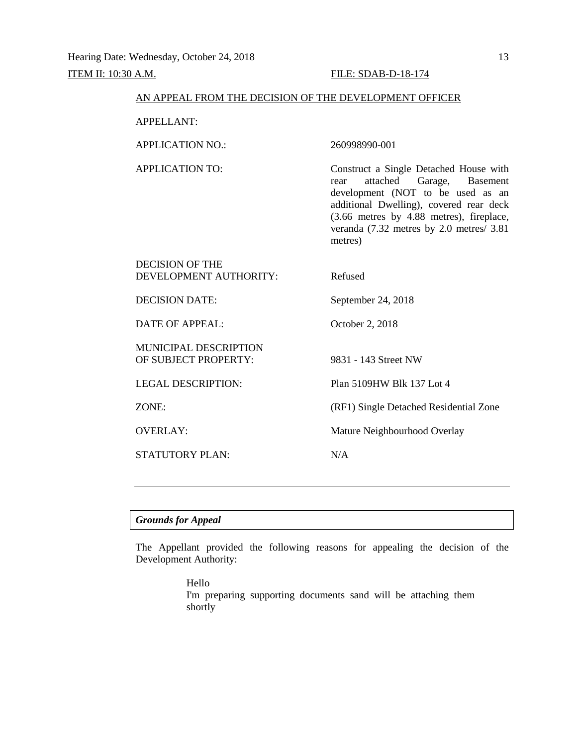Hearing Date: Wednesday, October 24, 2018

ITEM II: 10:30 A.M. FILE: SDAB-D-18-174

AN APPEAL FROM THE DECISION OF THE DEVELOPMENT OFFICER

| | |
|---|---|
| APPELLANT: | |
| APPLICATION NO.: | 260998990-001 |
| APPLICATION TO: | Construct a Single Detached House with rear attached Garage, Basement development (NOT to be used as an additional Dwelling), covered rear deck (3.66 metres by 4.88 metres), fireplace, veranda (7.32 metres by 2.0 metres/ 3.81 metres) |
| DECISION OF THE DEVELOPMENT AUTHORITY: | Refused |
| DECISION DATE: | September 24, 2018 |
| DATE OF APPEAL: | October 2, 2018 |
| MUNICIPAL DESCRIPTION OF SUBJECT PROPERTY: | 9831 - 143 Street NW |
| LEGAL DESCRIPTION: | Plan 5109HW Blk 137 Lot 4 |
| ZONE: | (RF1) Single Detached Residential Zone |
| OVERLAY: | Mature Neighbourhood Overlay |
| STATUTORY PLAN: | N/A |

---

***Grounds for Appeal***

The Appellant provided the following reasons for appealing the decision of the Development Authority:

> Hello
> I'm preparing supporting documents sand will be attaching them shortly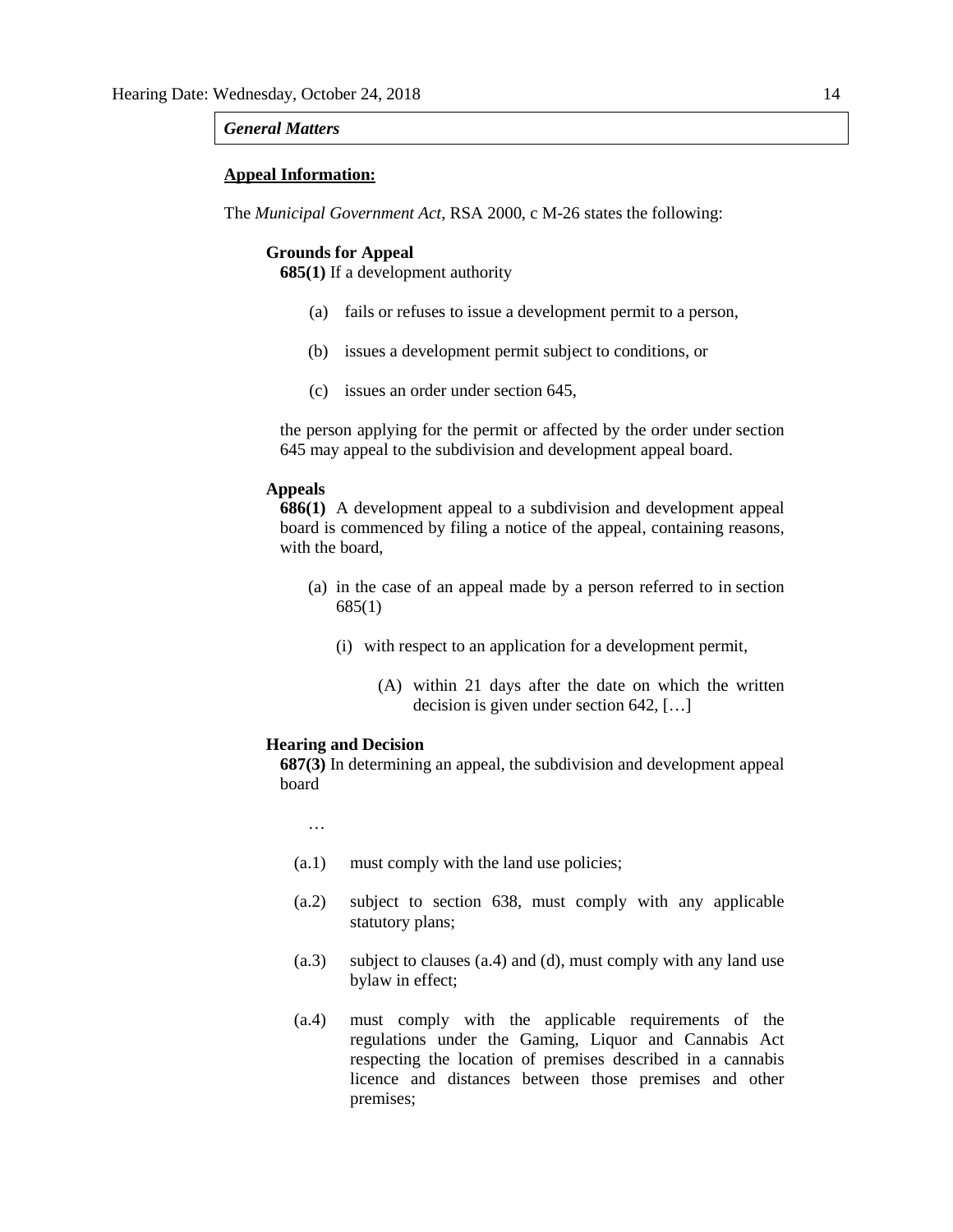*General Matters*

**Appeal Information:**

The *Municipal Government Act*, RSA 2000, c M-26 states the following:

**Grounds for Appeal**

**685(1)** If a development authority

(a) fails or refuses to issue a development permit to a person,

(b) issues a development permit subject to conditions, or

(c) issues an order under section 645,

the person applying for the permit or affected by the order under section 645 may appeal to the subdivision and development appeal board.

**Appeals**

**686(1)** A development appeal to a subdivision and development appeal board is commenced by filing a notice of the appeal, containing reasons, with the board,

(a) in the case of an appeal made by a person referred to in section 685(1)

(i) with respect to an application for a development permit,

(A) within 21 days after the date on which the written decision is given under section 642, […]

**Hearing and Decision**

**687(3)** In determining an appeal, the subdivision and development appeal board

…

(a.1) must comply with the land use policies;

(a.2) subject to section 638, must comply with any applicable statutory plans;

(a.3) subject to clauses (a.4) and (d), must comply with any land use bylaw in effect;

(a.4) must comply with the applicable requirements of the regulations under the Gaming, Liquor and Cannabis Act respecting the location of premises described in a cannabis licence and distances between those premises and other premises;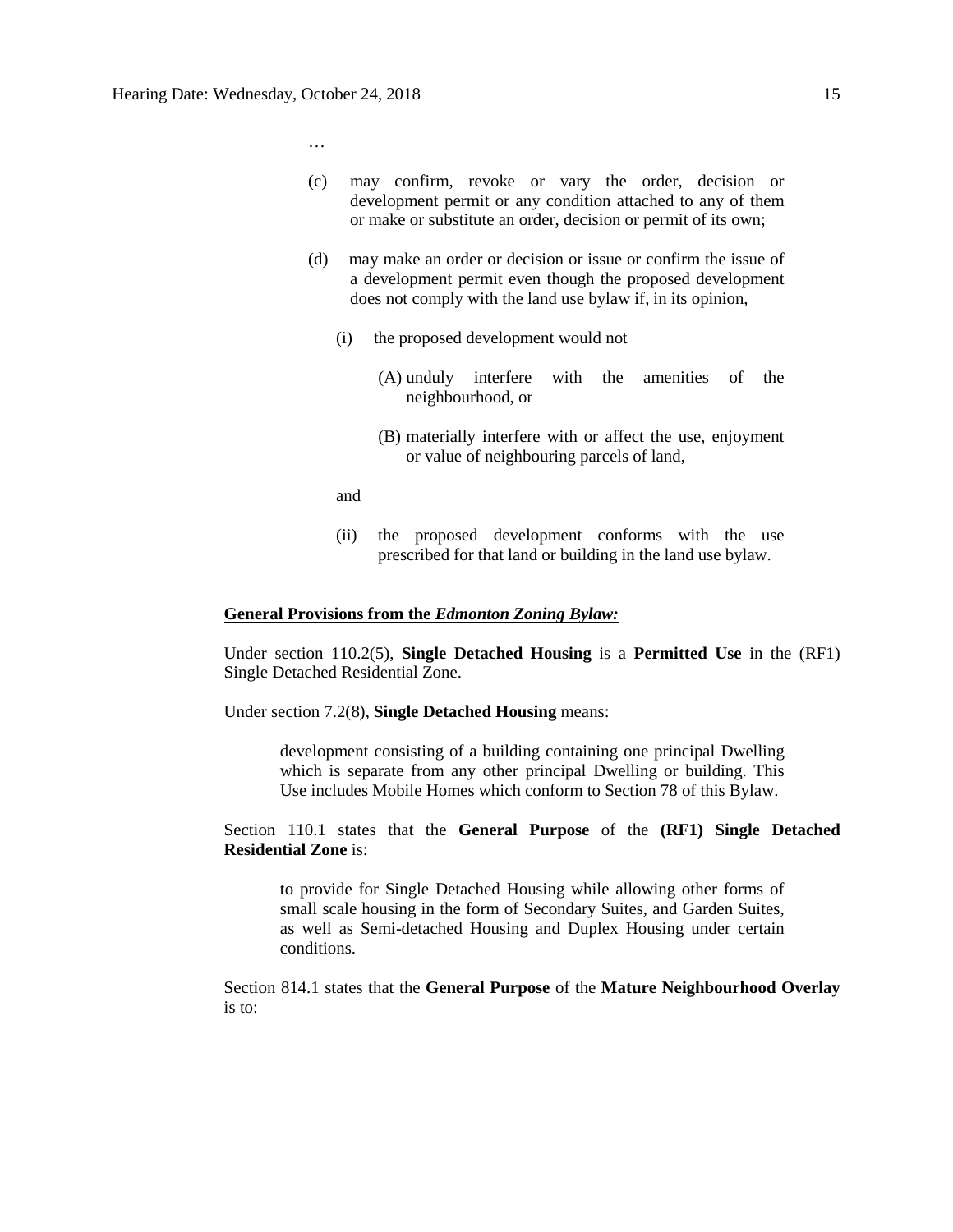…

(c) may confirm, revoke or vary the order, decision or development permit or any condition attached to any of them or make or substitute an order, decision or permit of its own;

(d) may make an order or decision or issue or confirm the issue of a development permit even though the proposed development does not comply with the land use bylaw if, in its opinion,

(i) the proposed development would not

(A) unduly interfere with the amenities of the neighbourhood, or

(B) materially interfere with or affect the use, enjoyment or value of neighbouring parcels of land,

and

(ii) the proposed development conforms with the use prescribed for that land or building in the land use bylaw.

**General Provisions from the *Edmonton Zoning Bylaw:***

Under section 110.2(5), **Single Detached Housing** is a **Permitted Use** in the (RF1) Single Detached Residential Zone.

Under section 7.2(8), **Single Detached Housing** means:

> development consisting of a building containing one principal Dwelling which is separate from any other principal Dwelling or building. This Use includes Mobile Homes which conform to Section 78 of this Bylaw.

Section 110.1 states that the **General Purpose** of the **(RF1) Single Detached Residential Zone** is:

> to provide for Single Detached Housing while allowing other forms of small scale housing in the form of Secondary Suites, and Garden Suites, as well as Semi-detached Housing and Duplex Housing under certain conditions.

Section 814.1 states that the **General Purpose** of the **Mature Neighbourhood Overlay** is to: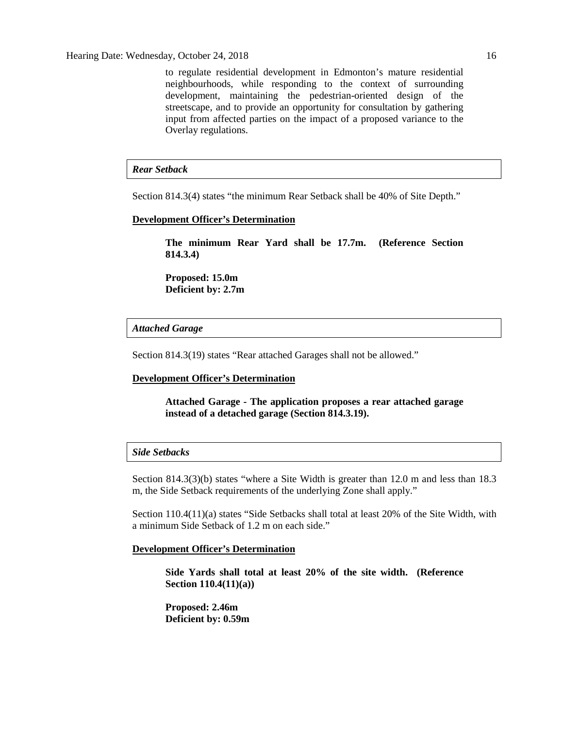to regulate residential development in Edmonton's mature residential neighbourhoods, while responding to the context of surrounding development, maintaining the pedestrian-oriented design of the streetscape, and to provide an opportunity for consultation by gathering input from affected parties on the impact of a proposed variance to the Overlay regulations.

### *Rear Setback*

Section 814.3(4) states "the minimum Rear Setback shall be 40% of Site Depth."

**Development Officer's Determination**

> **The minimum Rear Yard shall be 17.7m. (Reference Section 814.3.4)**
>
> **Proposed: 15.0m**
> **Deficient by: 2.7m**

### *Attached Garage*

Section 814.3(19) states "Rear attached Garages shall not be allowed."

**Development Officer's Determination**

> **Attached Garage - The application proposes a rear attached garage instead of a detached garage (Section 814.3.19).**

### *Side Setbacks*

Section 814.3(3)(b) states "where a Site Width is greater than 12.0 m and less than 18.3 m, the Side Setback requirements of the underlying Zone shall apply."

Section 110.4(11)(a) states "Side Setbacks shall total at least 20% of the Site Width, with a minimum Side Setback of 1.2 m on each side."

**Development Officer's Determination**

> **Side Yards shall total at least 20% of the site width. (Reference Section 110.4(11)(a))**
>
> **Proposed: 2.46m**
> **Deficient by: 0.59m**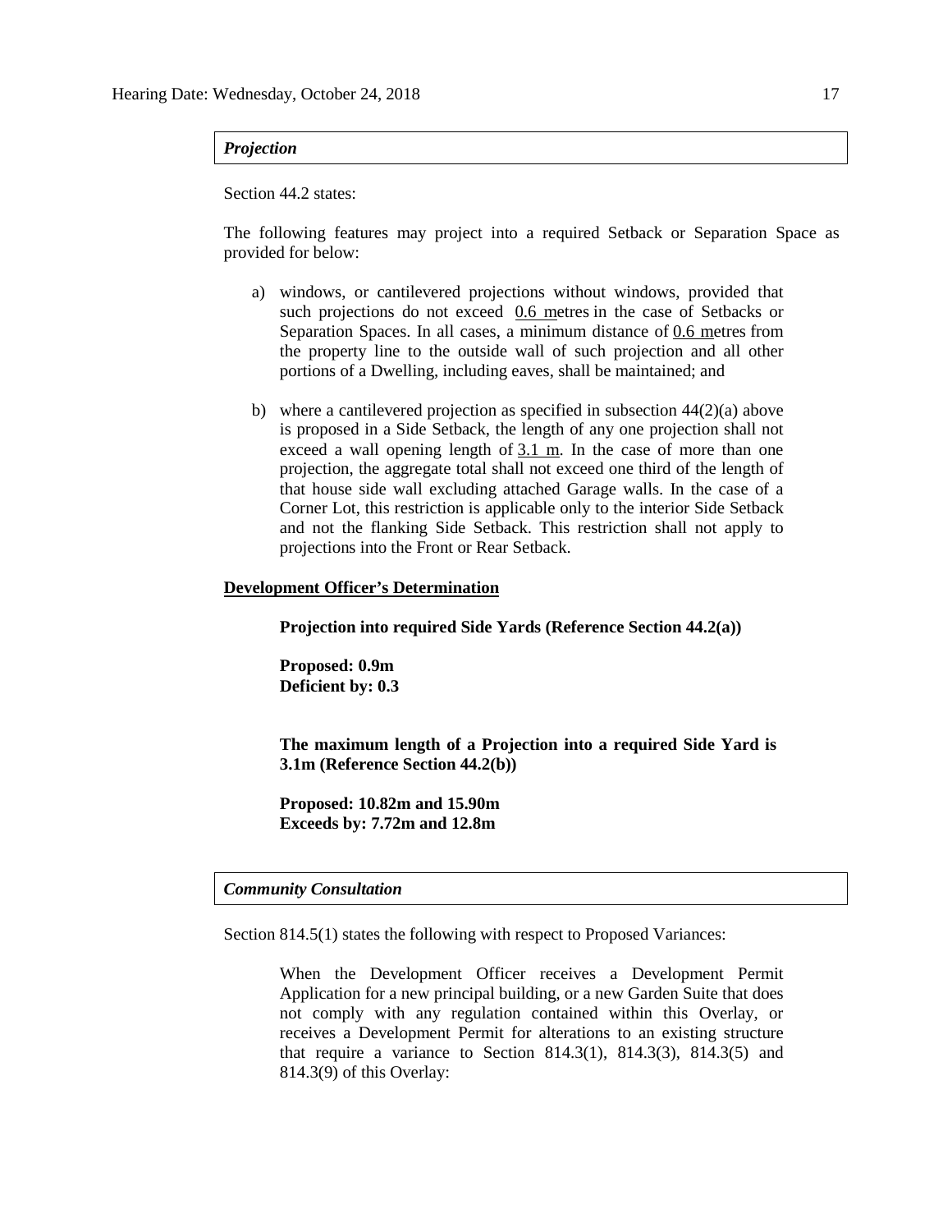***Projection***

Section 44.2 states:

The following features may project into a required Setback or Separation Space as provided for below:

a) windows, or cantilevered projections without windows, provided that such projections do not exceed 0.6 metres in the case of Setbacks or Separation Spaces. In all cases, a minimum distance of 0.6 metres from the property line to the outside wall of such projection and all other portions of a Dwelling, including eaves, shall be maintained; and

b) where a cantilevered projection as specified in subsection 44(2)(a) above is proposed in a Side Setback, the length of any one projection shall not exceed a wall opening length of 3.1 m. In the case of more than one projection, the aggregate total shall not exceed one third of the length of that house side wall excluding attached Garage walls. In the case of a Corner Lot, this restriction is applicable only to the interior Side Setback and not the flanking Side Setback. This restriction shall not apply to projections into the Front or Rear Setback.

**Development Officer's Determination**

**Projection into required Side Yards (Reference Section 44.2(a))**

**Proposed: 0.9m**
**Deficient by: 0.3**

**The maximum length of a Projection into a required Side Yard is 3.1m (Reference Section 44.2(b))**

**Proposed: 10.82m and 15.90m**
**Exceeds by: 7.72m and 12.8m**

***Community Consultation***

Section 814.5(1) states the following with respect to Proposed Variances:

When the Development Officer receives a Development Permit Application for a new principal building, or a new Garden Suite that does not comply with any regulation contained within this Overlay, or receives a Development Permit for alterations to an existing structure that require a variance to Section 814.3(1), 814.3(3), 814.3(5) and 814.3(9) of this Overlay: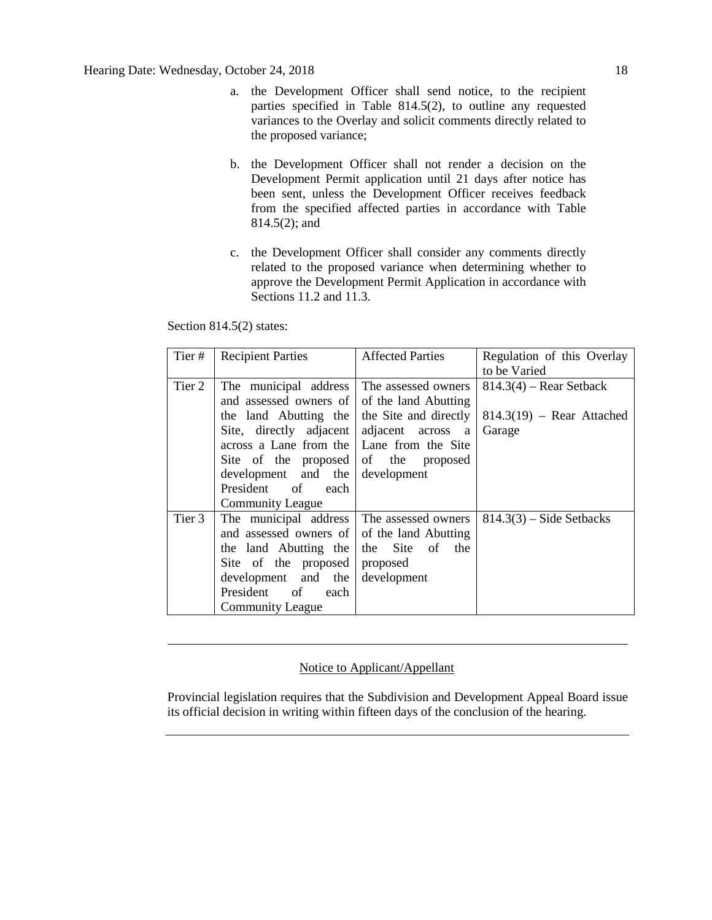a. the Development Officer shall send notice, to the recipient parties specified in Table 814.5(2), to outline any requested variances to the Overlay and solicit comments directly related to the proposed variance;

b. the Development Officer shall not render a decision on the Development Permit application until 21 days after notice has been sent, unless the Development Officer receives feedback from the specified affected parties in accordance with Table 814.5(2); and

c. the Development Officer shall consider any comments directly related to the proposed variance when determining whether to approve the Development Permit Application in accordance with Sections 11.2 and 11.3.

Section 814.5(2) states:

| Tier # | Recipient Parties | Affected Parties | Regulation of this Overlay to be Varied |
|---|---|---|---|
| Tier 2 | The municipal address and assessed owners of the land Abutting the Site, directly adjacent across a Lane from the Site of the proposed development and the President of each Community League | The assessed owners of the land Abutting the Site and directly adjacent across a Lane from the Site of the proposed development | 814.3(4) – Rear Setback<br><br>814.3(19) – Rear Attached Garage |
| Tier 3 | The municipal address and assessed owners of the land Abutting the Site of the proposed development and the President of each Community League | The assessed owners of the land Abutting the Site of the proposed development | 814.3(3) – Side Setbacks |

---

Notice to Applicant/Appellant

Provincial legislation requires that the Subdivision and Development Appeal Board issue its official decision in writing within fifteen days of the conclusion of the hearing.

---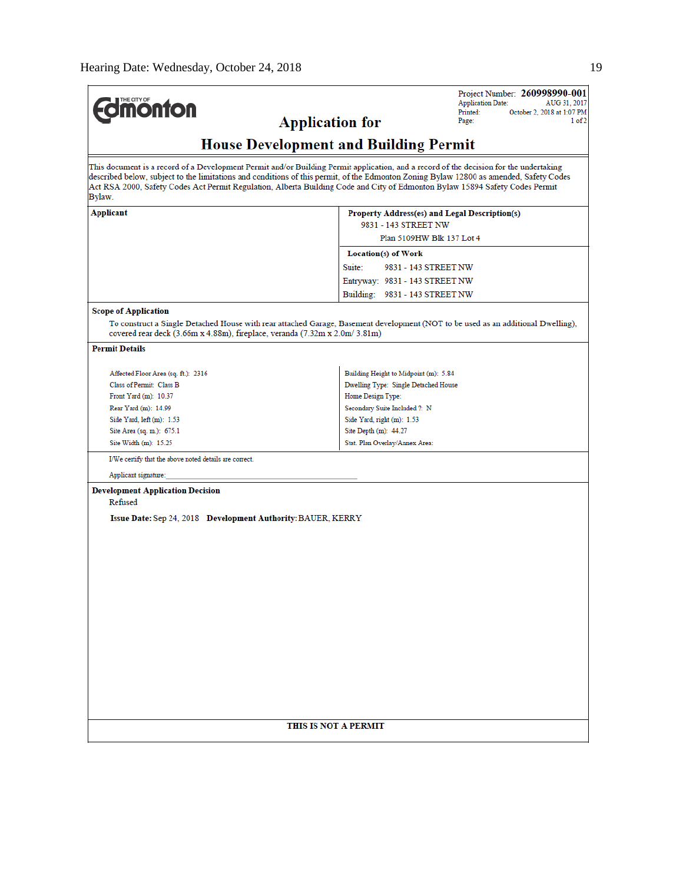THE CITY OF Edmonton

Project Number: **260998990-001**
Application Date: AUG 31, 2017
Printed: October 2, 2018 at 1:07 PM
Page: 1 of 2

## Application for

## House Development and Building Permit

This document is a record of a Development Permit and/or Building Permit application, and a record of the decision for the undertaking described below, subject to the limitations and conditions of this permit, of the Edmonton Zoning Bylaw 12800 as amended, Safety Codes Act RSA 2000, Safety Codes Act Permit Regulation, Alberta Building Code and City of Edmonton Bylaw 15894 Safety Codes Permit Bylaw.

| **Applicant** | **Property Address(es) and Legal Description(s)** |
|---|---|
| | 9831 - 143 STREET NW<br>Plan 5109HW Blk 137 Lot 4 |
| | **Location(s) of Work**<br>Suite: 9831 - 143 STREET NW<br>Entryway: 9831 - 143 STREET NW<br>Building: 9831 - 143 STREET NW |

**Scope of Application**

To construct a Single Detached House with rear attached Garage, Basement development (NOT to be used as an additional Dwelling), covered rear deck (3.66m x 4.88m), fireplace, veranda (7.32m x 2.0m/ 3.81m)

**Permit Details**

| | |
|---|---|
| Affected Floor Area (sq. ft.): 2316 | Building Height to Midpoint (m): 5.84 |
| Class of Permit: Class B | Dwelling Type: Single Detached House |
| Front Yard (m): 10.37 | Home Design Type: |
| Rear Yard (m): 14.99 | Secondary Suite Included ?: N |
| Side Yard, left (m): 1.53 | Side Yard, right (m): 1.53 |
| Site Area (sq. m.): 675.1 | Site Depth (m): 44.27 |
| Site Width (m): 15.25 | Stat. Plan Overlay/Annex Area: |

I/We certify that the above noted details are correct.

Applicant signature:______________________________

**Development Application Decision**

Refused

**Issue Date:** Sep 24, 2018 **Development Authority:** BAUER, KERRY

**THIS IS NOT A PERMIT**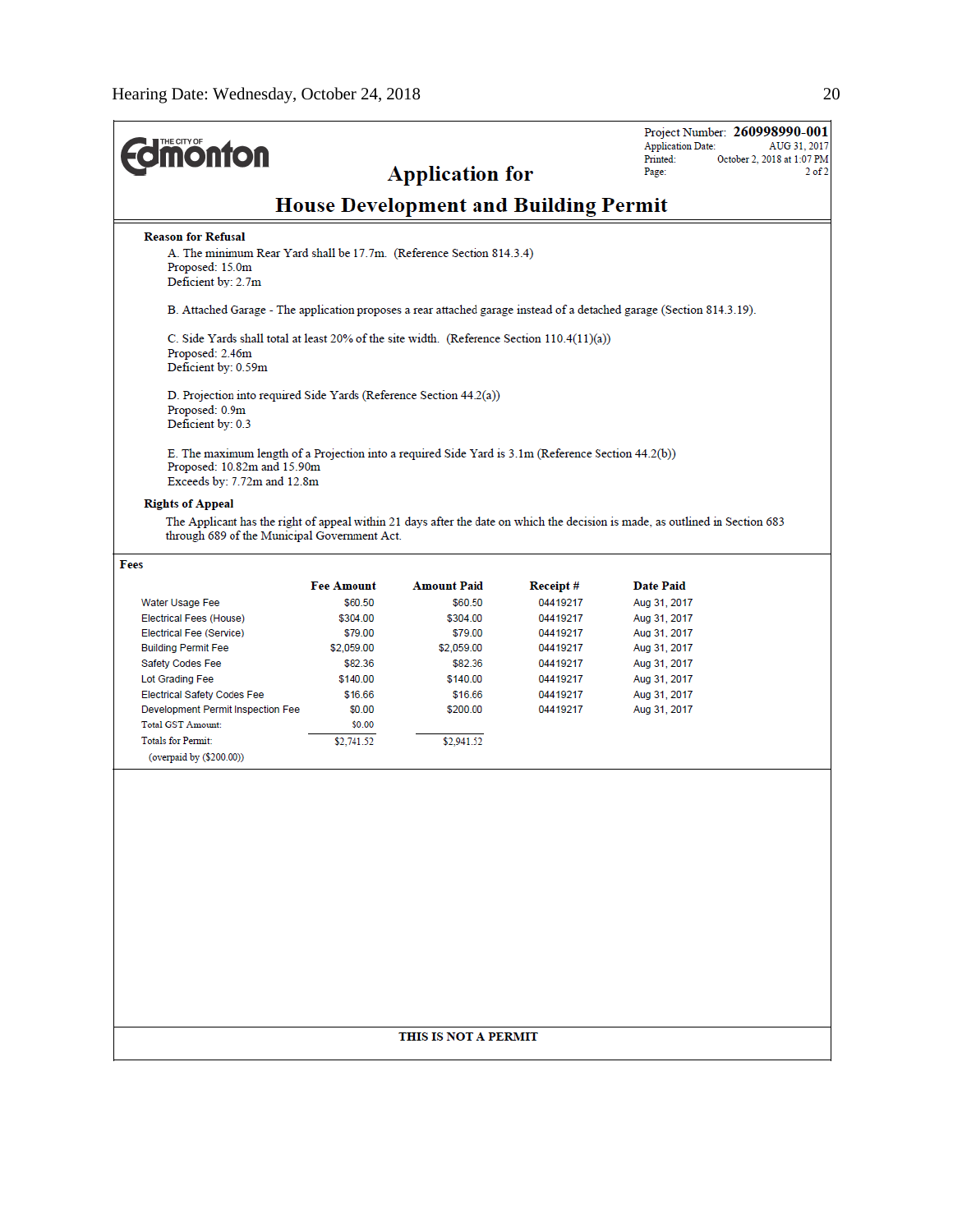THE CITY OF Edmonton

Project Number: **260998990-001**
Application Date: AUG 31, 2017
Printed: October 2, 2018 at 1:07 PM

# Application for House Development and Building Permit

**Reason for Refusal**

A. The minimum Rear Yard shall be 17.7m. (Reference Section 814.3.4)
Proposed: 15.0m
Deficient by: 2.7m

B. Attached Garage - The application proposes a rear attached garage instead of a detached garage (Section 814.3.19).

C. Side Yards shall total at least 20% of the site width. (Reference Section 110.4(11)(a))
Proposed: 2.46m
Deficient by: 0.59m

D. Projection into required Side Yards (Reference Section 44.2(a))
Proposed: 0.9m
Deficient by: 0.3

E. The maximum length of a Projection into a required Side Yard is 3.1m (Reference Section 44.2(b))
Proposed: 10.82m and 15.90m
Exceeds by: 7.72m and 12.8m

**Rights of Appeal**

The Applicant has the right of appeal within 21 days after the date on which the decision is made, as outlined in Section 683 through 689 of the Municipal Government Act.

**Fees**

| | Fee Amount | Amount Paid | Receipt # | Date Paid |
|---|---|---|---|---|
| Water Usage Fee | $60.50 | $60.50 | 04419217 | Aug 31, 2017 |
| Electrical Fees (House) | $304.00 | $304.00 | 04419217 | Aug 31, 2017 |
| Electrical Fee (Service) | $79.00 | $79.00 | 04419217 | Aug 31, 2017 |
| Building Permit Fee | $2,059.00 | $2,059.00 | 04419217 | Aug 31, 2017 |
| Safety Codes Fee | $82.36 | $82.36 | 04419217 | Aug 31, 2017 |
| Lot Grading Fee | $140.00 | $140.00 | 04419217 | Aug 31, 2017 |
| Electrical Safety Codes Fee | $16.66 | $16.66 | 04419217 | Aug 31, 2017 |
| Development Permit Inspection Fee | $0.00 | $200.00 | 04419217 | Aug 31, 2017 |
| Total GST Amount: | $0.00 | | | |
| Totals for Permit: | $2,741.52 | $2,941.52 | | |
| (overpaid by ($200.00)) | | | | |

**THIS IS NOT A PERMIT**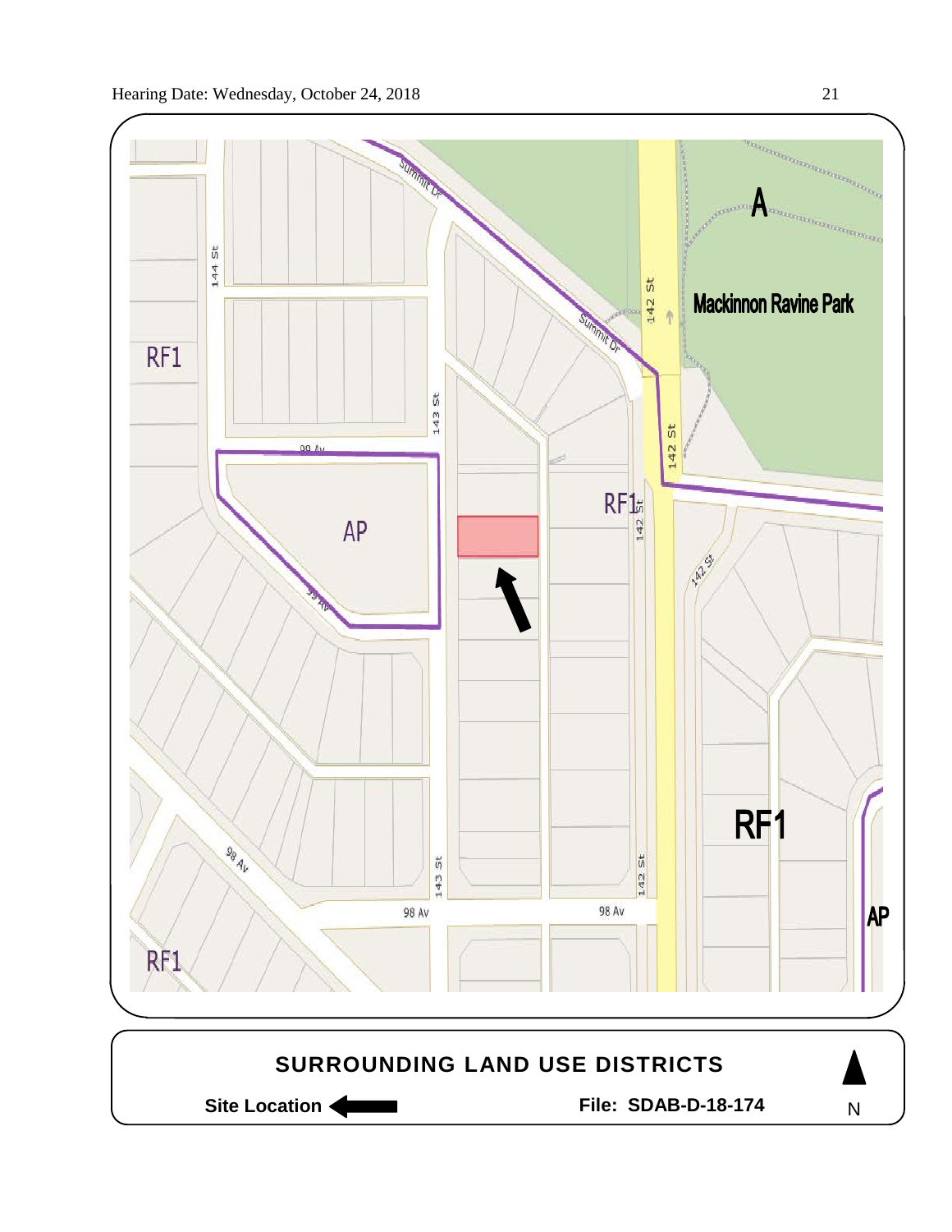## SURROUNDING LAND USE DISTRICTS

**Site Location** ⟵ **File: SDAB-D-18-174** N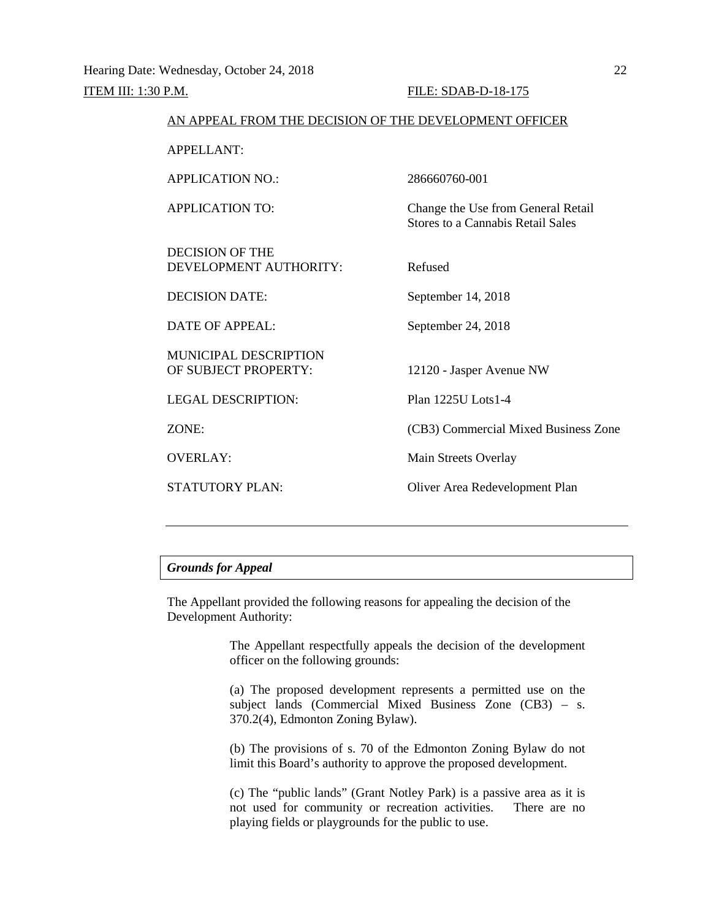Hearing Date: Wednesday, October 24, 2018

ITEM III: 1:30 P.M. FILE: SDAB-D-18-175

AN APPEAL FROM THE DECISION OF THE DEVELOPMENT OFFICER

| | |
|---|---|
| APPELLANT: | |
| APPLICATION NO.: | 286660760-001 |
| APPLICATION TO: | Change the Use from General Retail Stores to a Cannabis Retail Sales |
| DECISION OF THE DEVELOPMENT AUTHORITY: | Refused |
| DECISION DATE: | September 14, 2018 |
| DATE OF APPEAL: | September 24, 2018 |
| MUNICIPAL DESCRIPTION OF SUBJECT PROPERTY: | 12120 - Jasper Avenue NW |
| LEGAL DESCRIPTION: | Plan 1225U Lots1-4 |
| ZONE: | (CB3) Commercial Mixed Business Zone |
| OVERLAY: | Main Streets Overlay |
| STATUTORY PLAN: | Oliver Area Redevelopment Plan |

---

***Grounds for Appeal***

The Appellant provided the following reasons for appealing the decision of the Development Authority:

> The Appellant respectfully appeals the decision of the development officer on the following grounds:
>
> (a) The proposed development represents a permitted use on the subject lands (Commercial Mixed Business Zone (CB3) – s. 370.2(4), Edmonton Zoning Bylaw).
>
> (b) The provisions of s. 70 of the Edmonton Zoning Bylaw do not limit this Board's authority to approve the proposed development.
>
> (c) The "public lands" (Grant Notley Park) is a passive area as it is not used for community or recreation activities. There are no playing fields or playgrounds for the public to use.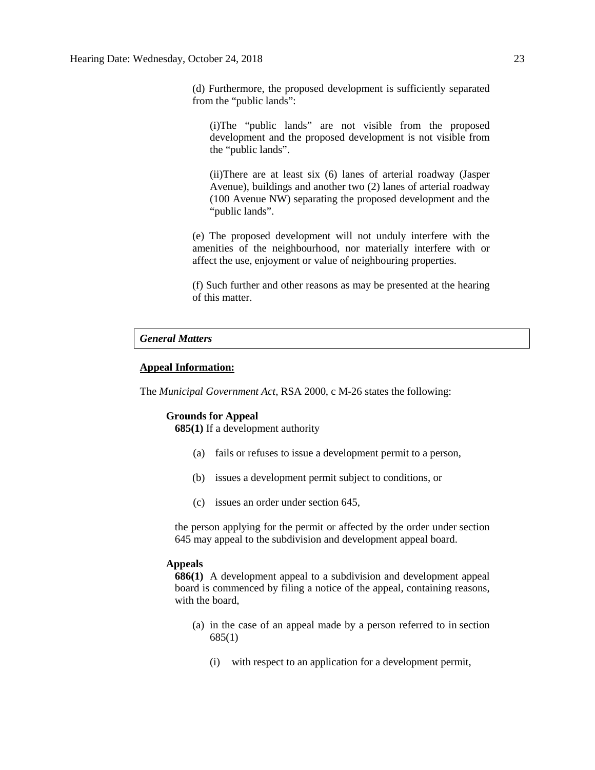(d) Furthermore, the proposed development is sufficiently separated from the "public lands":

(i)The "public lands" are not visible from the proposed development and the proposed development is not visible from the "public lands".

(ii)There are at least six (6) lanes of arterial roadway (Jasper Avenue), buildings and another two (2) lanes of arterial roadway (100 Avenue NW) separating the proposed development and the "public lands".

(e) The proposed development will not unduly interfere with the amenities of the neighbourhood, nor materially interfere with or affect the use, enjoyment or value of neighbouring properties.

(f) Such further and other reasons as may be presented at the hearing of this matter.

### *General Matters*

**Appeal Information:**

The *Municipal Government Act*, RSA 2000, c M-26 states the following:

**Grounds for Appeal**

**685(1)** If a development authority

(a) fails or refuses to issue a development permit to a person,

(b) issues a development permit subject to conditions, or

(c) issues an order under section 645,

the person applying for the permit or affected by the order under section 645 may appeal to the subdivision and development appeal board.

**Appeals**

**686(1)** A development appeal to a subdivision and development appeal board is commenced by filing a notice of the appeal, containing reasons, with the board,

(a) in the case of an appeal made by a person referred to in section 685(1)

(i) with respect to an application for a development permit,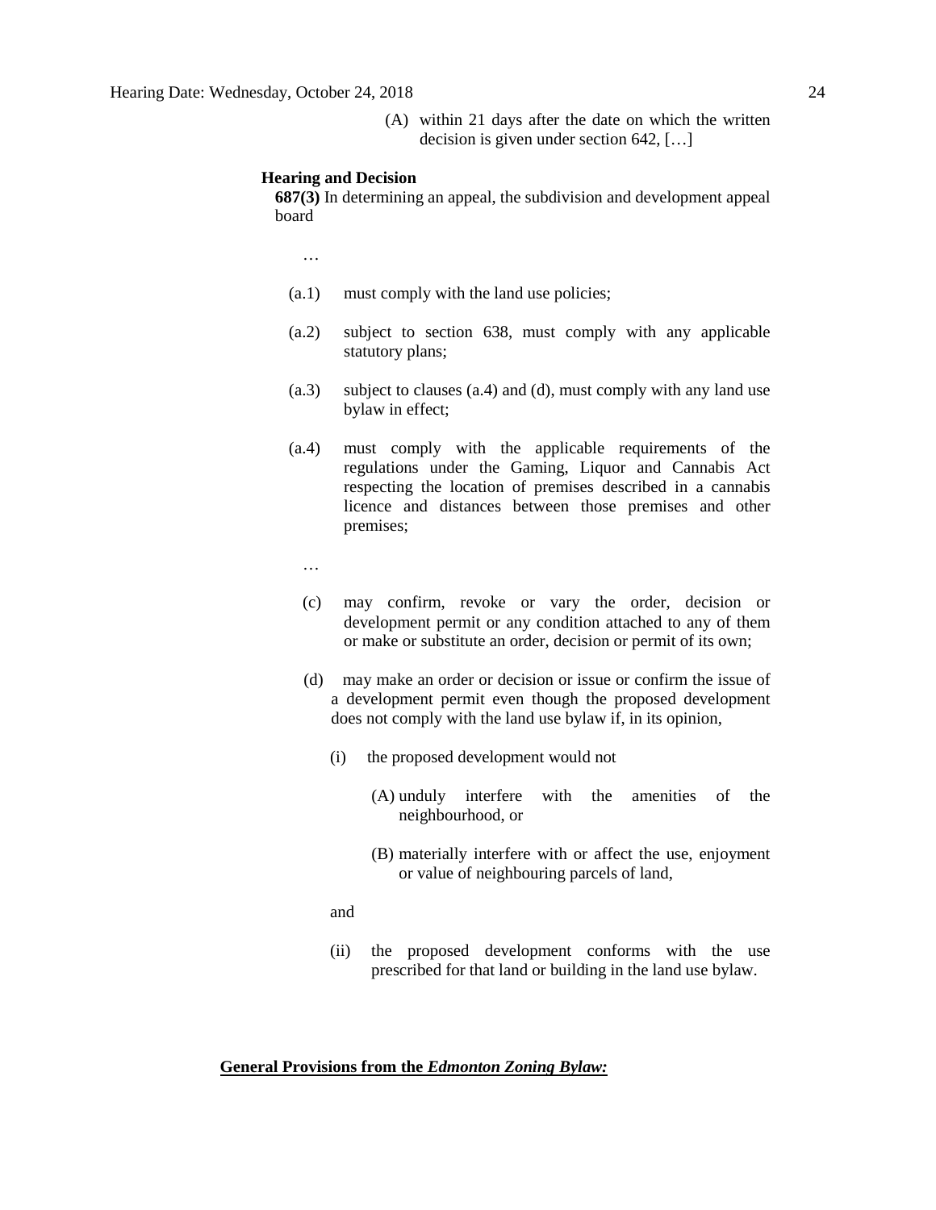(A) within 21 days after the date on which the written decision is given under section 642, […]

**Hearing and Decision**

**687(3)** In determining an appeal, the subdivision and development appeal board

…

(a.1) must comply with the land use policies;

(a.2) subject to section 638, must comply with any applicable statutory plans;

(a.3) subject to clauses (a.4) and (d), must comply with any land use bylaw in effect;

(a.4) must comply with the applicable requirements of the regulations under the Gaming, Liquor and Cannabis Act respecting the location of premises described in a cannabis licence and distances between those premises and other premises;

…

(c) may confirm, revoke or vary the order, decision or development permit or any condition attached to any of them or make or substitute an order, decision or permit of its own;

(d) may make an order or decision or issue or confirm the issue of a development permit even though the proposed development does not comply with the land use bylaw if, in its opinion,

(i) the proposed development would not

(A) unduly interfere with the amenities of the neighbourhood, or

(B) materially interfere with or affect the use, enjoyment or value of neighbouring parcels of land,

and

(ii) the proposed development conforms with the use prescribed for that land or building in the land use bylaw.

**General Provisions from the *Edmonton Zoning Bylaw:***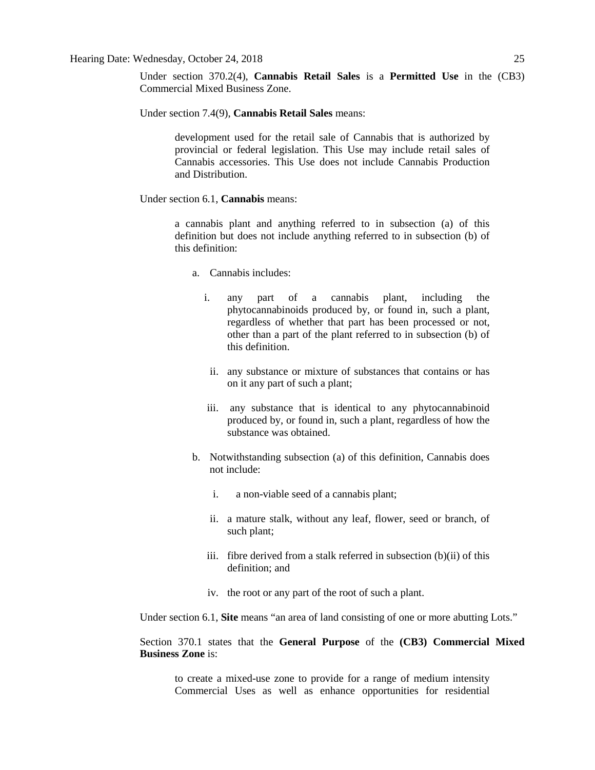Under section 370.2(4), **Cannabis Retail Sales** is a **Permitted Use** in the (CB3) Commercial Mixed Business Zone.

Under section 7.4(9), **Cannabis Retail Sales** means:

> development used for the retail sale of Cannabis that is authorized by provincial or federal legislation. This Use may include retail sales of Cannabis accessories. This Use does not include Cannabis Production and Distribution.

Under section 6.1, **Cannabis** means:

> a cannabis plant and anything referred to in subsection (a) of this definition but does not include anything referred to in subsection (b) of this definition:
>
> a. Cannabis includes:
>
> i. any part of a cannabis plant, including the phytocannabinoids produced by, or found in, such a plant, regardless of whether that part has been processed or not, other than a part of the plant referred to in subsection (b) of this definition.
>
> ii. any substance or mixture of substances that contains or has on it any part of such a plant;
>
> iii. any substance that is identical to any phytocannabinoid produced by, or found in, such a plant, regardless of how the substance was obtained.
>
> b. Notwithstanding subsection (a) of this definition, Cannabis does not include:
>
> i. a non-viable seed of a cannabis plant;
>
> ii. a mature stalk, without any leaf, flower, seed or branch, of such plant;
>
> iii. fibre derived from a stalk referred in subsection (b)(ii) of this definition; and
>
> iv. the root or any part of the root of such a plant.

Under section 6.1, **Site** means "an area of land consisting of one or more abutting Lots."

Section 370.1 states that the **General Purpose** of the **(CB3) Commercial Mixed Business Zone** is:

> to create a mixed-use zone to provide for a range of medium intensity Commercial Uses as well as enhance opportunities for residential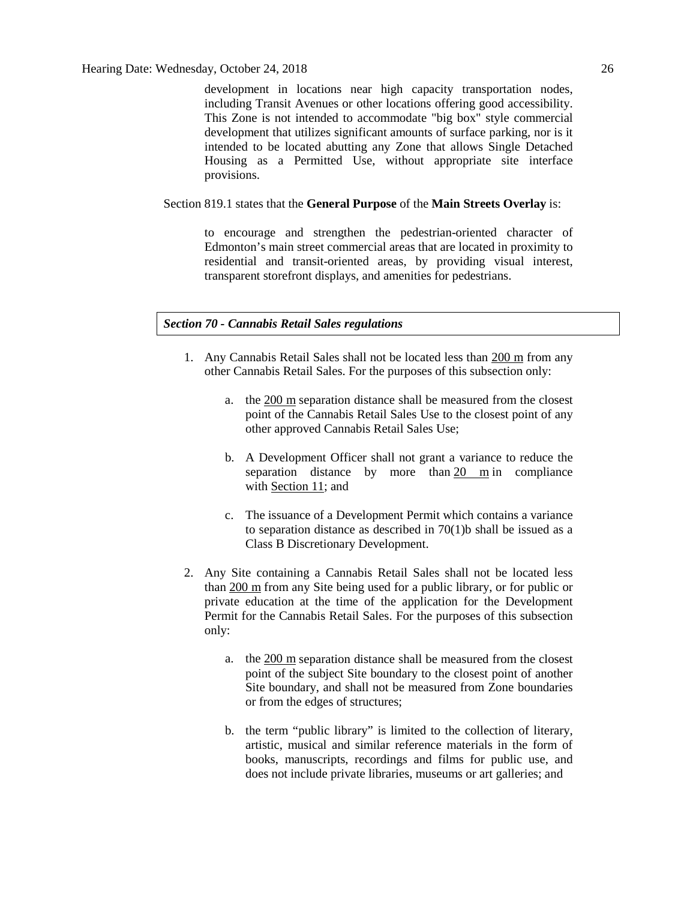> development in locations near high capacity transportation nodes, including Transit Avenues or other locations offering good accessibility. This Zone is not intended to accommodate "big box" style commercial development that utilizes significant amounts of surface parking, nor is it intended to be located abutting any Zone that allows Single Detached Housing as a Permitted Use, without appropriate site interface provisions.

Section 819.1 states that the **General Purpose** of the **Main Streets Overlay** is:

> to encourage and strengthen the pedestrian-oriented character of Edmonton's main street commercial areas that are located in proximity to residential and transit-oriented areas, by providing visual interest, transparent storefront displays, and amenities for pedestrians.

***Section 70 - Cannabis Retail Sales regulations***

1. Any Cannabis Retail Sales shall not be located less than 200 m from any other Cannabis Retail Sales. For the purposes of this subsection only:

   a. the 200 m separation distance shall be measured from the closest point of the Cannabis Retail Sales Use to the closest point of any other approved Cannabis Retail Sales Use;

   b. A Development Officer shall not grant a variance to reduce the separation distance by more than 20 m in compliance with Section 11; and

   c. The issuance of a Development Permit which contains a variance to separation distance as described in 70(1)b shall be issued as a Class B Discretionary Development.

2. Any Site containing a Cannabis Retail Sales shall not be located less than 200 m from any Site being used for a public library, or for public or private education at the time of the application for the Development Permit for the Cannabis Retail Sales. For the purposes of this subsection only:

   a. the 200 m separation distance shall be measured from the closest point of the subject Site boundary to the closest point of another Site boundary, and shall not be measured from Zone boundaries or from the edges of structures;

   b. the term "public library" is limited to the collection of literary, artistic, musical and similar reference materials in the form of books, manuscripts, recordings and films for public use, and does not include private libraries, museums or art galleries; and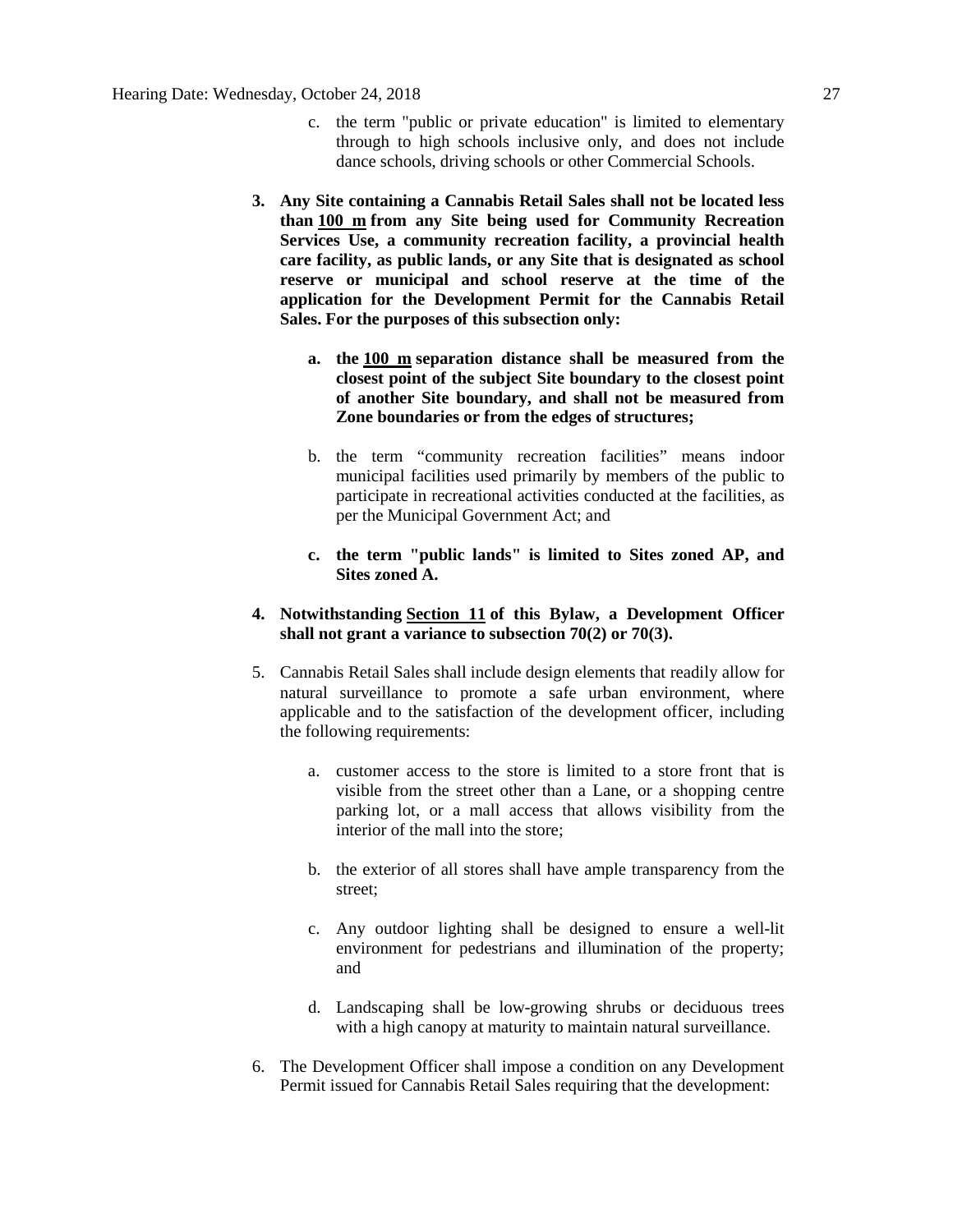c. the term "public or private education" is limited to elementary through to high schools inclusive only, and does not include dance schools, driving schools or other Commercial Schools.

**3. Any Site containing a Cannabis Retail Sales shall not be located less than 100 m from any Site being used for Community Recreation Services Use, a community recreation facility, a provincial health care facility, as public lands, or any Site that is designated as school reserve or municipal and school reserve at the time of the application for the Development Permit for the Cannabis Retail Sales. For the purposes of this subsection only:**

> **a. the 100 m separation distance shall be measured from the closest point of the subject Site boundary to the closest point of another Site boundary, and shall not be measured from Zone boundaries or from the edges of structures;**
>
> b. the term "community recreation facilities" means indoor municipal facilities used primarily by members of the public to participate in recreational activities conducted at the facilities, as per the Municipal Government Act; and
>
> **c. the term "public lands" is limited to Sites zoned AP, and Sites zoned A.**

**4. Notwithstanding Section 11 of this Bylaw, a Development Officer shall not grant a variance to subsection 70(2) or 70(3).**

5. Cannabis Retail Sales shall include design elements that readily allow for natural surveillance to promote a safe urban environment, where applicable and to the satisfaction of the development officer, including the following requirements:

> a. customer access to the store is limited to a store front that is visible from the street other than a Lane, or a shopping centre parking lot, or a mall access that allows visibility from the interior of the mall into the store;
>
> b. the exterior of all stores shall have ample transparency from the street;
>
> c. Any outdoor lighting shall be designed to ensure a well-lit environment for pedestrians and illumination of the property; and
>
> d. Landscaping shall be low-growing shrubs or deciduous trees with a high canopy at maturity to maintain natural surveillance.

6. The Development Officer shall impose a condition on any Development Permit issued for Cannabis Retail Sales requiring that the development: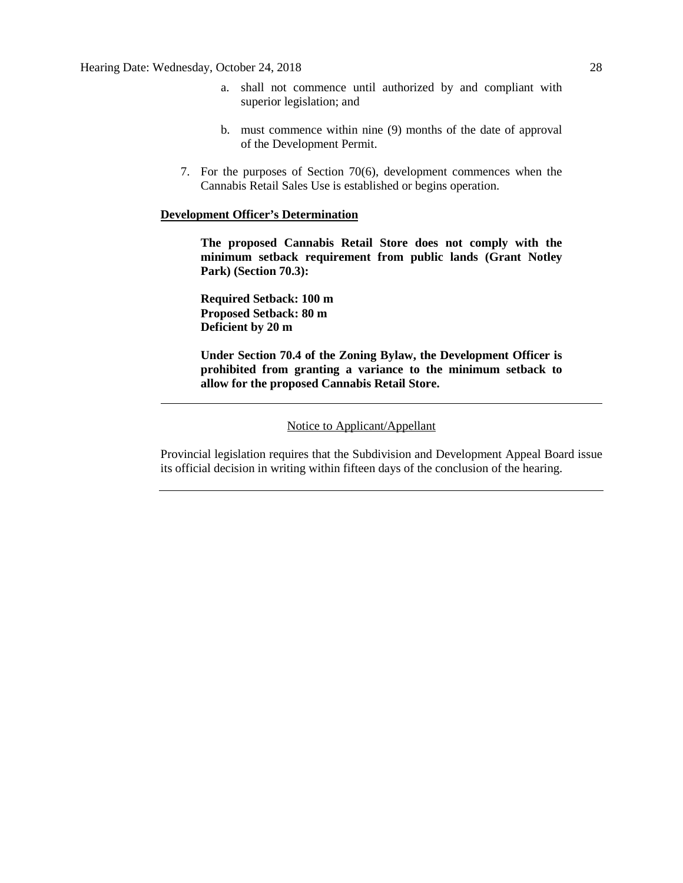a. shall not commence until authorized by and compliant with superior legislation; and

b. must commence within nine (9) months of the date of approval of the Development Permit.

7. For the purposes of Section 70(6), development commences when the Cannabis Retail Sales Use is established or begins operation.

**Development Officer's Determination**

**The proposed Cannabis Retail Store does not comply with the minimum setback requirement from public lands (Grant Notley Park) (Section 70.3):**

**Required Setback: 100 m**
**Proposed Setback: 80 m**
**Deficient by 20 m**

**Under Section 70.4 of the Zoning Bylaw, the Development Officer is prohibited from granting a variance to the minimum setback to allow for the proposed Cannabis Retail Store.**

---

Notice to Applicant/Appellant

Provincial legislation requires that the Subdivision and Development Appeal Board issue its official decision in writing within fifteen days of the conclusion of the hearing.

---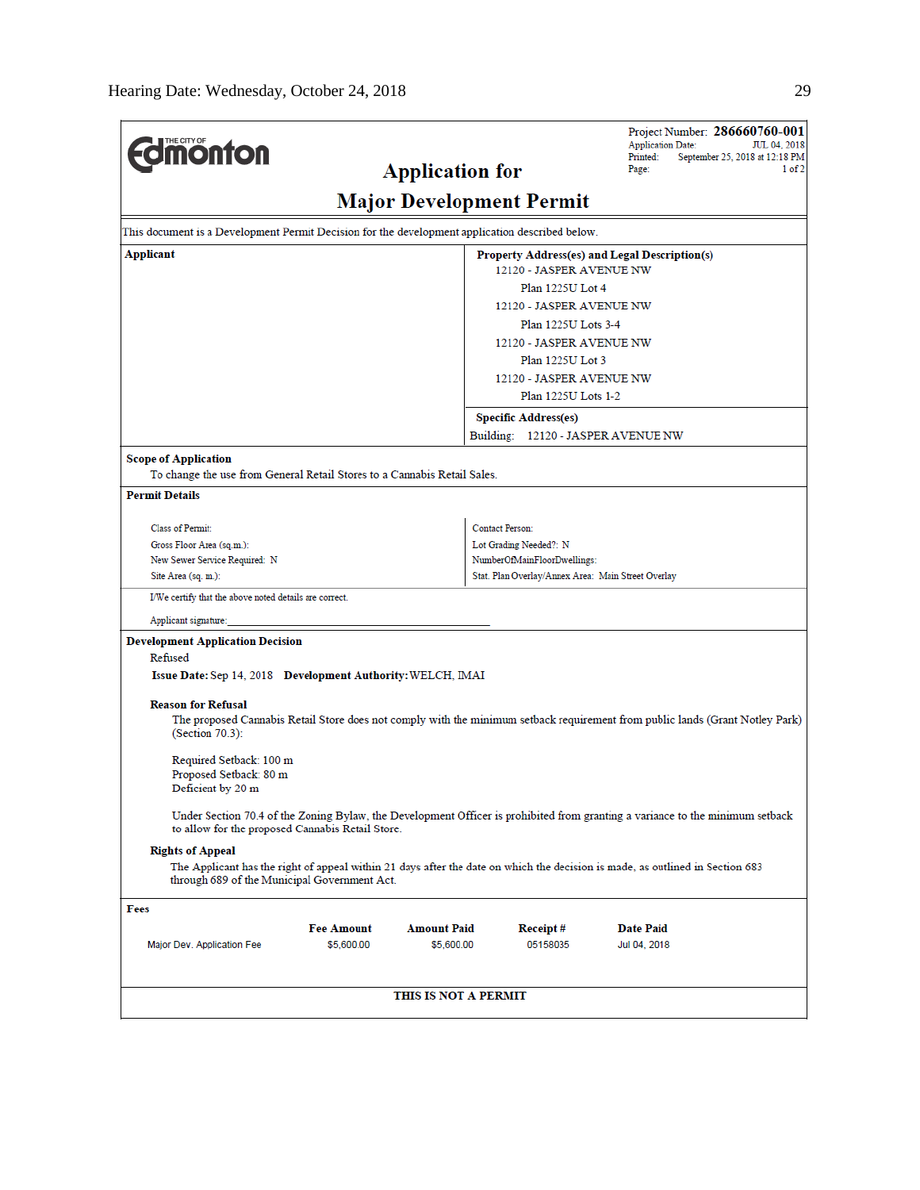Hearing Date: Wednesday, October 24, 2018

THE CITY OF Edmonton

# Application for Major Development Permit

Project Number: **286660760-001**
Application Date: JUL 04, 2018
Printed: September 25, 2018 at 12:18 PM
Page: 1 of 2

This document is a Development Permit Decision for the development application described below.

**Applicant**

**Property Address(es) and Legal Description(s)**

12120 - JASPER AVENUE NW
Plan 1225U Lot 4

12120 - JASPER AVENUE NW
Plan 1225U Lots 3-4

12120 - JASPER AVENUE NW
Plan 1225U Lot 3

12120 - JASPER AVENUE NW
Plan 1225U Lots 1-2

**Specific Address(es)**

Building: 12120 - JASPER AVENUE NW

**Scope of Application**

To change the use from General Retail Stores to a Cannabis Retail Sales.

**Permit Details**

| | |
|---|---|
| Class of Permit: | Contact Person: |
| Gross Floor Area (sq.m.): | Lot Grading Needed?: N |
| New Sewer Service Required: N | NumberOfMainFloorDwellings: |
| Site Area (sq. m.): | Stat. Plan Overlay/Annex Area: Main Street Overlay |

I/We certify that the above noted details are correct.

Applicant signature: ______________________________

**Development Application Decision**

Refused

**Issue Date:** Sep 14, 2018 **Development Authority:** WELCH, IMAI

**Reason for Refusal**

The proposed Cannabis Retail Store does not comply with the minimum setback requirement from public lands (Grant Notley Park) (Section 70.3):

Required Setback: 100 m
Proposed Setback: 80 m
Deficient by 20 m

Under Section 70.4 of the Zoning Bylaw, the Development Officer is prohibited from granting a variance to the minimum setback to allow for the proposed Cannabis Retail Store.

**Rights of Appeal**

The Applicant has the right of appeal within 21 days after the date on which the decision is made, as outlined in Section 683 through 689 of the Municipal Government Act.

**Fees**

| | Fee Amount | Amount Paid | Receipt # | Date Paid |
|---|---|---|---|---|
| Major Dev. Application Fee | $5,600.00 | $5,600.00 | 05158035 | Jul 04, 2018 |

**THIS IS NOT A PERMIT**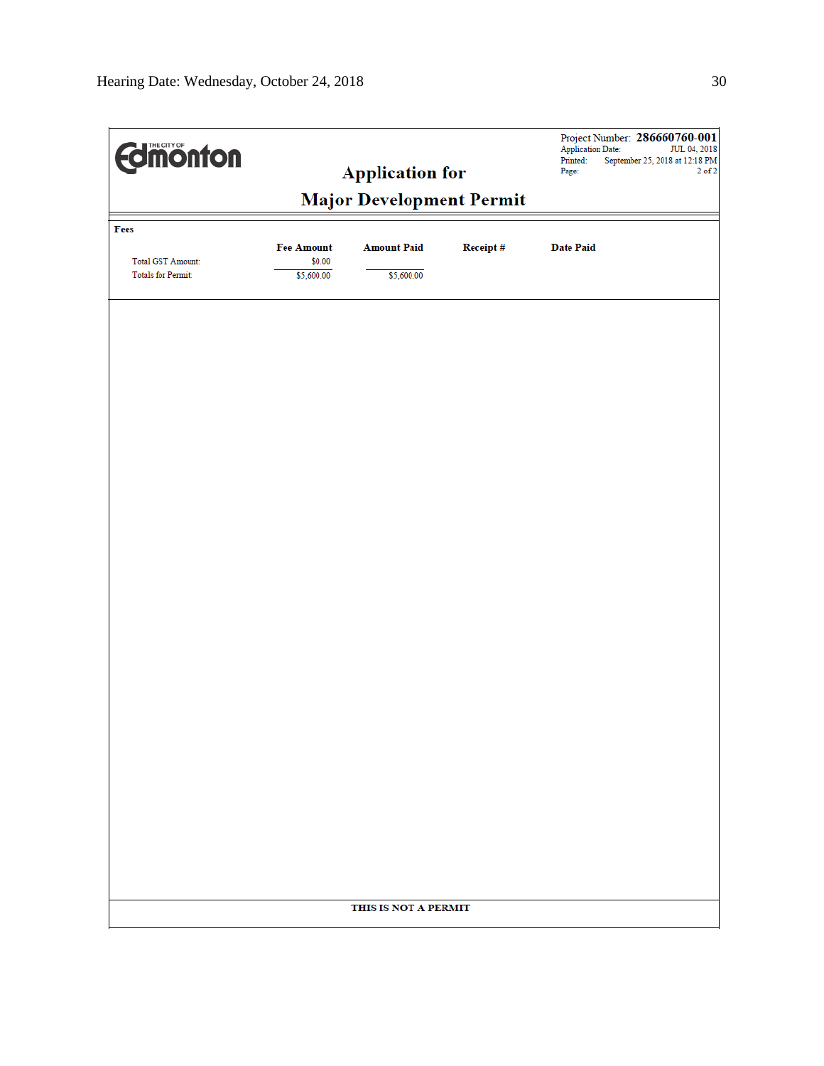THE CITY OF Edmonton

Project Number: **286660760-001**
Application Date: JUL 04, 2018
Printed: September 25, 2018 at 12:18 PM
Page: 2 of 2

# Application for
# Major Development Permit

**Fees**

| | Fee Amount | Amount Paid | Receipt # | Date Paid |
|---|---|---|---|---|
| Total GST Amount: | $0.00 | | | |
| Totals for Permit: | $5,600.00 | $5,600.00 | | |

**THIS IS NOT A PERMIT**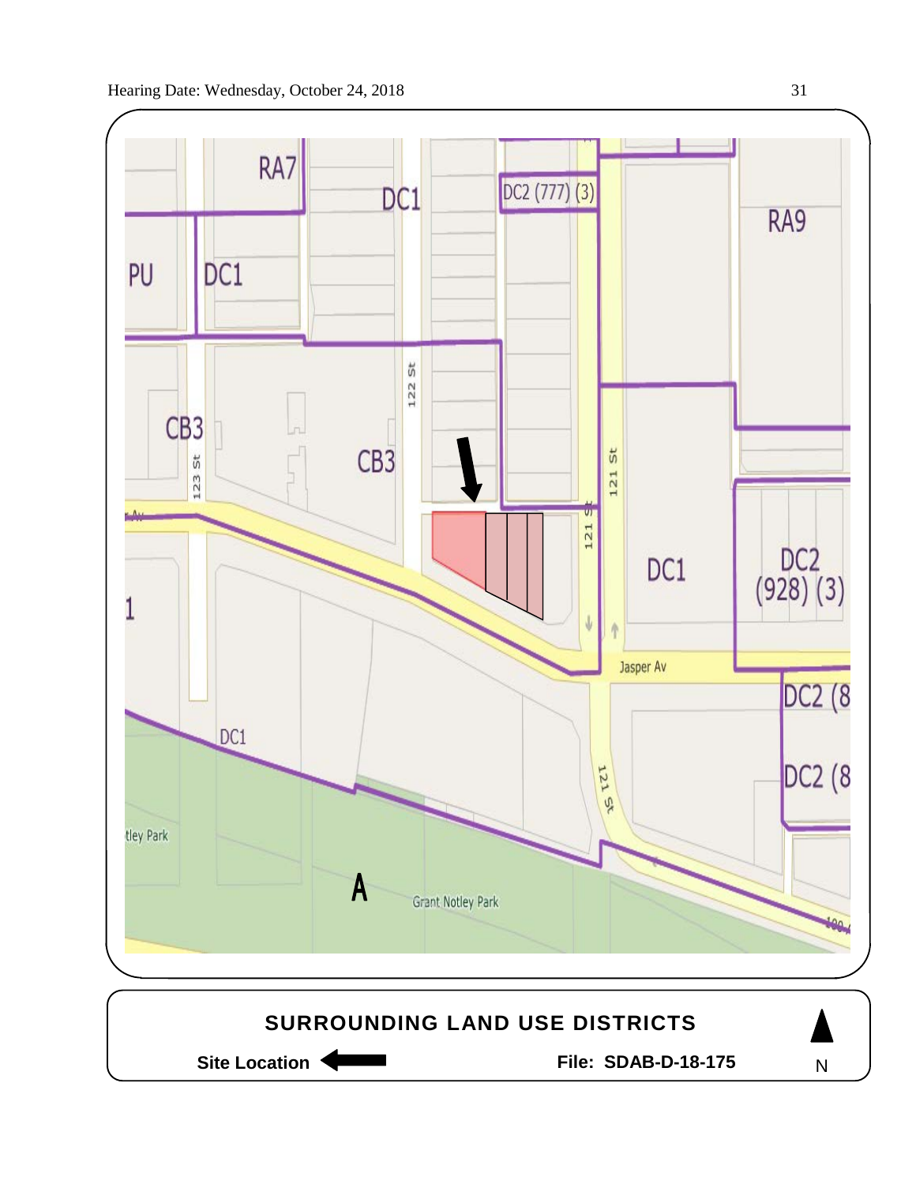RA7

DC1

DC2 (777) (3)

RA9

PU

DC1

122 St

CB3

123 St

CB3

121 St

121 St

DC1

DC2 (928) (3)

1

Jasper Av

DC2 (8

DC1

121 St

DC2 (8

tley Park

A

Grant Notley Park

**SURROUNDING LAND USE DISTRICTS**

**Site Location**

**File: SDAB-D-18-175**

N